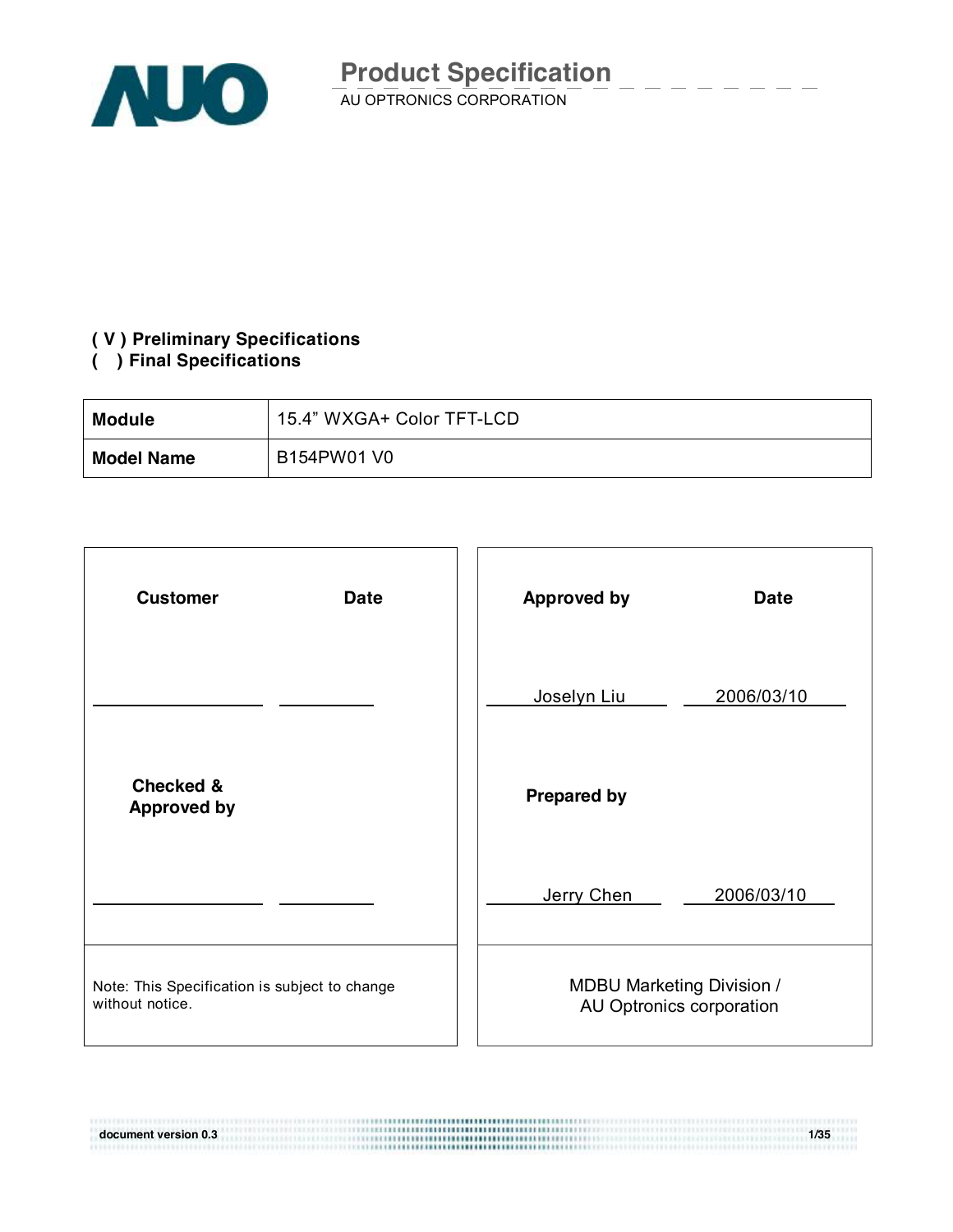# Product Specification

AU OPTRONICS CORPORATION

**( V ) Preliminary Specifications**
**(   ) Final Specifications**

| **Module** | 15.4” WXGA+ Color TFT-LCD |
|---|---|
| **Model Name** | B154PW01 V0 |

| **Customer** | **Date** | **Approved by** | **Date** |
|---|---|---|---|
| | | Joselyn Liu | 2006/03/10 |
| **Checked & Approved by** | | **Prepared by** | |
| | | Jerry Chen | 2006/03/10 |
| Note: This Specification is subject to change without notice. | | MDBU Marketing Division / AU Optronics corporation | |

document version 0.3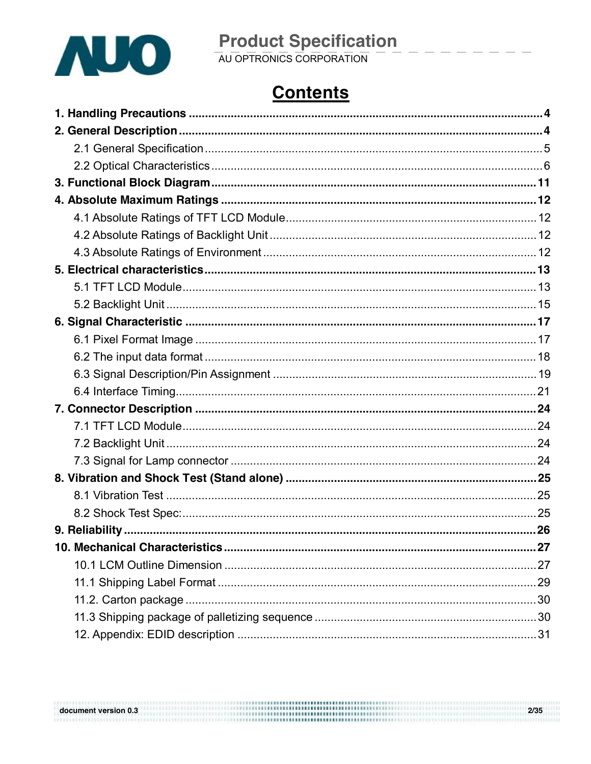# Contents

**1. Handling Precautions** .......... **4**

**2. General Description** .......... **4**

- 2.1 General Specification .......... 5
- 2.2 Optical Characteristics .......... 6

**3. Functional Block Diagram** .......... **11**

**4. Absolute Maximum Ratings** .......... **12**

- 4.1 Absolute Ratings of TFT LCD Module .......... 12
- 4.2 Absolute Ratings of Backlight Unit .......... 12
- 4.3 Absolute Ratings of Environment .......... 12

**5. Electrical characteristics** .......... **13**

- 5.1 TFT LCD Module .......... 13
- 5.2 Backlight Unit .......... 15

**6. Signal Characteristic** .......... **17**

- 6.1 Pixel Format Image .......... 17
- 6.2 The input data format .......... 18
- 6.3 Signal Description/Pin Assignment .......... 19
- 6.4 Interface Timing .......... 21

**7. Connector Description** .......... **24**

- 7.1 TFT LCD Module .......... 24
- 7.2 Backlight Unit .......... 24
- 7.3 Signal for Lamp connector .......... 24

**8. Vibration and Shock Test (Stand alone)** .......... **25**

- 8.1 Vibration Test .......... 25
- 8.2 Shock Test Spec: .......... 25

**9. Reliability** .......... **26**

**10. Mechanical Characteristics** .......... **27**

- 10.1 LCM Outline Dimension .......... 27
- 11.1 Shipping Label Format .......... 29
- 11.2. Carton package .......... 30
- 11.3 Shipping package of palletizing sequence .......... 30
- 12. Appendix: EDID description .......... 31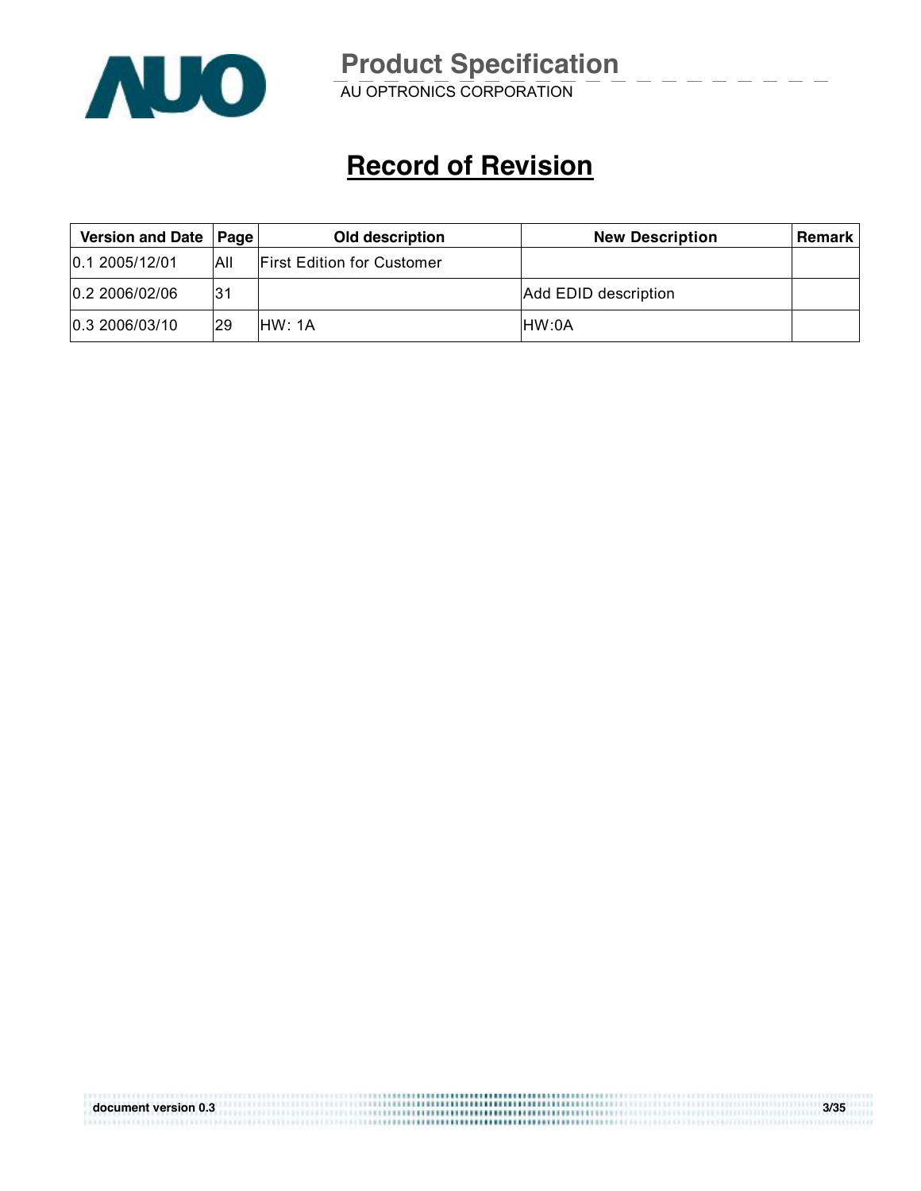# Record of Revision

| Version and Date | Page | Old description | New Description | Remark |
|---|---|---|---|---|
| 0.1 2005/12/01 | All | First Edition for Customer | | |
| 0.2 2006/02/06 | 31 | | Add EDID description | |
| 0.3 2006/03/10 | 29 | HW: 1A | HW:0A | |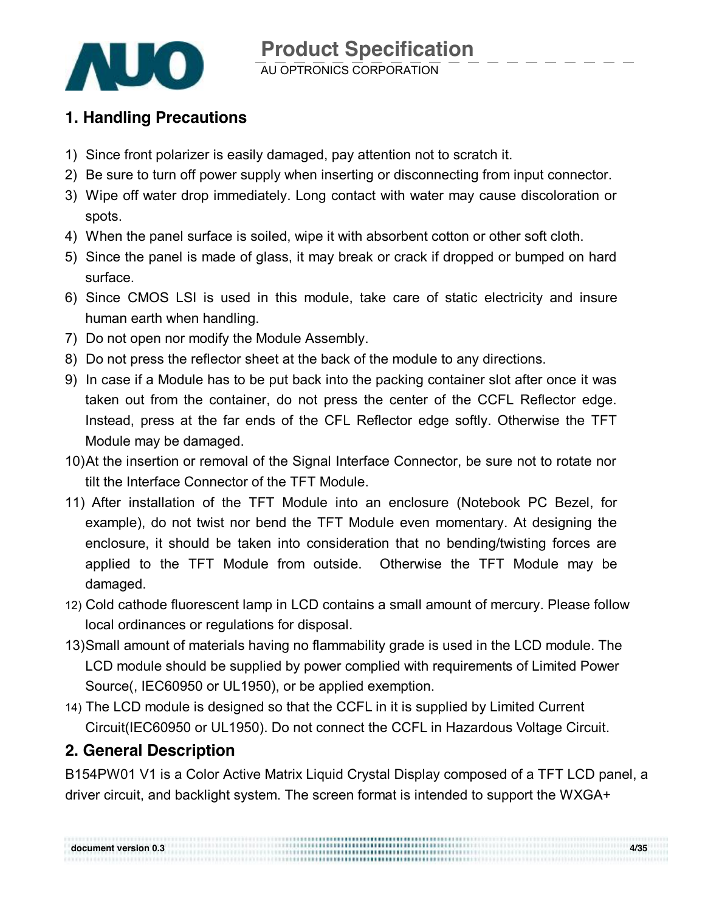## 1. Handling Precautions

1) Since front polarizer is easily damaged, pay attention not to scratch it.
2) Be sure to turn off power supply when inserting or disconnecting from input connector.
3) Wipe off water drop immediately. Long contact with water may cause discoloration or spots.
4) When the panel surface is soiled, wipe it with absorbent cotton or other soft cloth.
5) Since the panel is made of glass, it may break or crack if dropped or bumped on hard surface.
6) Since CMOS LSI is used in this module, take care of static electricity and insure human earth when handling.
7) Do not open nor modify the Module Assembly.
8) Do not press the reflector sheet at the back of the module to any directions.
9) In case if a Module has to be put back into the packing container slot after once it was taken out from the container, do not press the center of the CCFL Reflector edge. Instead, press at the far ends of the CFL Reflector edge softly. Otherwise the TFT Module may be damaged.
10) At the insertion or removal of the Signal Interface Connector, be sure not to rotate nor tilt the Interface Connector of the TFT Module.
11) After installation of the TFT Module into an enclosure (Notebook PC Bezel, for example), do not twist nor bend the TFT Module even momentary. At designing the enclosure, it should be taken into consideration that no bending/twisting forces are applied to the TFT Module from outside. Otherwise the TFT Module may be damaged.
12) Cold cathode fluorescent lamp in LCD contains a small amount of mercury. Please follow local ordinances or regulations for disposal.
13) Small amount of materials having no flammability grade is used in the LCD module. The LCD module should be supplied by power complied with requirements of Limited Power Source(, IEC60950 or UL1950), or be applied exemption.
14) The LCD module is designed so that the CCFL in it is supplied by Limited Current Circuit(IEC60950 or UL1950). Do not connect the CCFL in Hazardous Voltage Circuit.

## 2. General Description

B154PW01 V1 is a Color Active Matrix Liquid Crystal Display composed of a TFT LCD panel, a driver circuit, and backlight system. The screen format is intended to support the WXGA+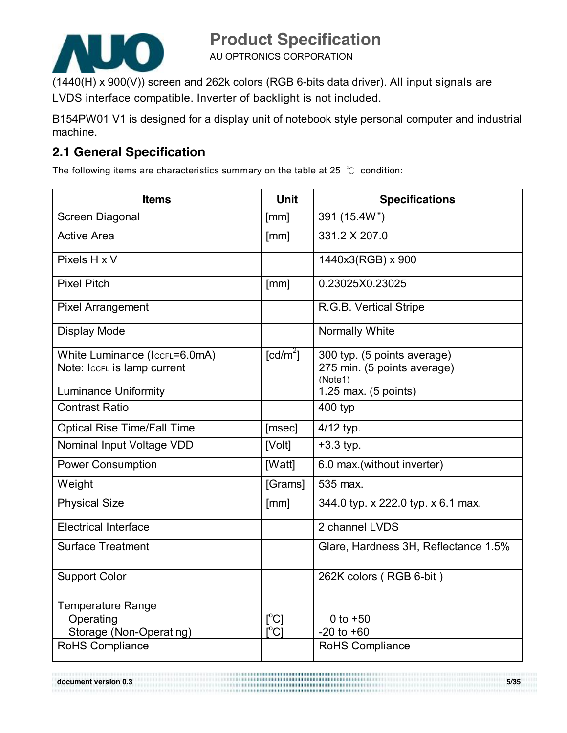(1440(H) x 900(V)) screen and 262k colors (RGB 6-bits data driver). All input signals are LVDS interface compatible. Inverter of backlight is not included.

B154PW01 V1 is designed for a display unit of notebook style personal computer and industrial machine.

## 2.1 General Specification

The following items are characteristics summary on the table at 25 ℃ condition:

| Items | Unit | Specifications |
|---|---|---|
| Screen Diagonal | [mm] | 391 (15.4W") |
| Active Area | [mm] | 331.2 X 207.0 |
| Pixels H x V | | 1440x3(RGB) x 900 |
| Pixel Pitch | [mm] | 0.23025X0.23025 |
| Pixel Arrangement | | R.G.B. Vertical Stripe |
| Display Mode | | Normally White |
| White Luminance ($I_{CCFL}$=6.0mA)<br>Note: $I_{CCFL}$ is lamp current | [cd/m$^2$] | 300 typ. (5 points average)<br>275 min. (5 points average)<br>(Note1) |
| Luminance Uniformity | | 1.25 max. (5 points) |
| Contrast Ratio | | 400 typ |
| Optical Rise Time/Fall Time | [msec] | 4/12 typ. |
| Nominal Input Voltage VDD | [Volt] | +3.3 typ. |
| Power Consumption | [Watt] | 6.0 max.(without inverter) |
| Weight | [Grams] | 535 max. |
| Physical Size | [mm] | 344.0 typ. x 222.0 typ. x 6.1 max. |
| Electrical Interface | | 2 channel LVDS |
| Surface Treatment | | Glare, Hardness 3H, Reflectance 1.5% |
| Support Color | | 262K colors ( RGB 6-bit ) |
| Temperature Range<br>Operating<br>Storage (Non-Operating) | <br>[$^o$C]<br>[$^o$C] | <br>0 to +50<br>-20 to +60 |
| RoHS Compliance | | RoHS Compliance |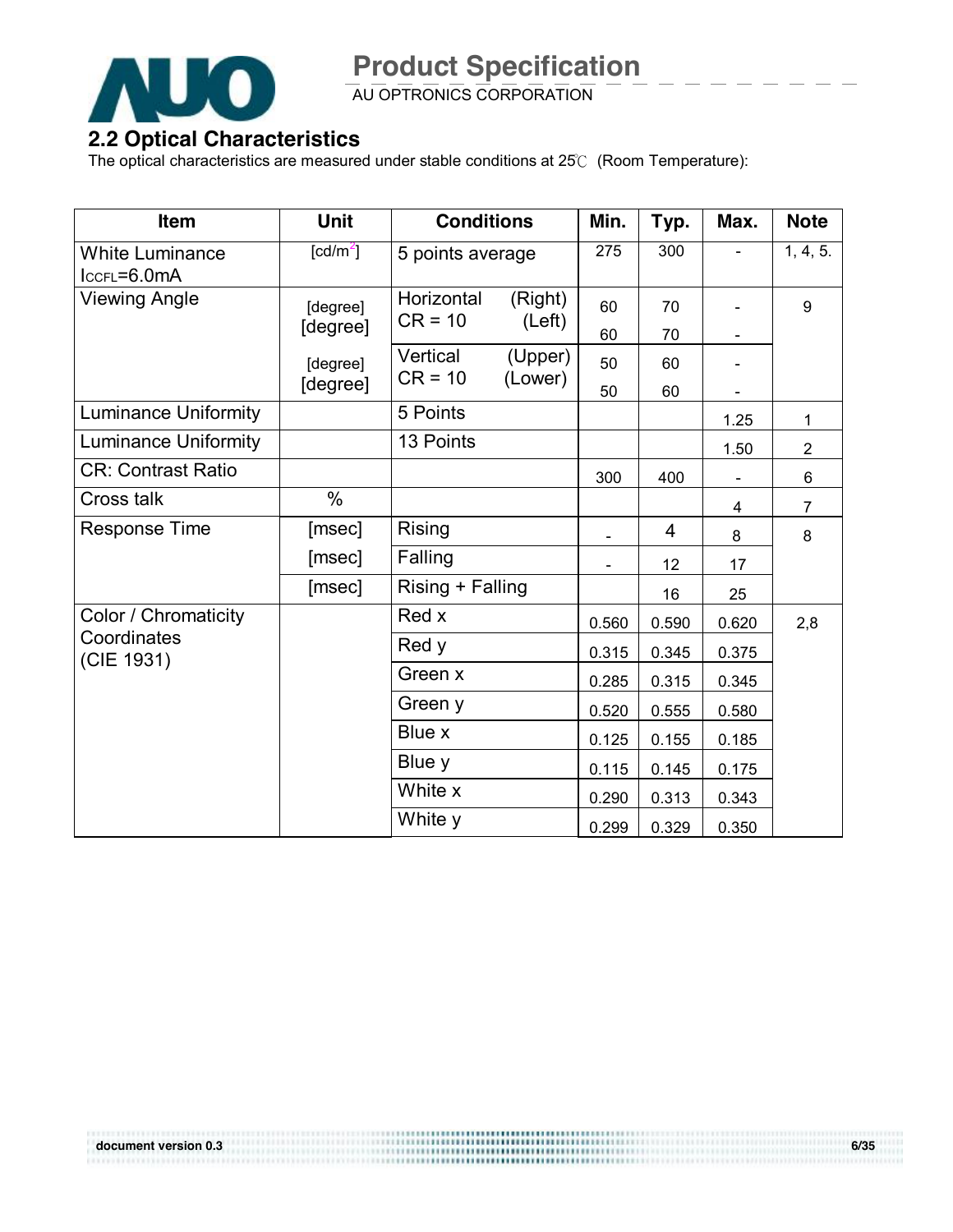## 2.2 Optical Characteristics

The optical characteristics are measured under stable conditions at 25℃ (Room Temperature):

| Item | Unit | Conditions | Min. | Typ. | Max. | Note |
|---|---|---|---|---|---|---|
| White Luminance $I_{CCFL}$=6.0mA | [cd/m$^2$] | 5 points average | 275 | 300 | - | 1, 4, 5. |
| Viewing Angle | [degree] | Horizontal CR = 10 (Right) | 60 | 70 | - | 9 |
| | [degree] | (Left) | 60 | 70 | - | |
| | [degree] | Vertical CR = 10 (Upper) | 50 | 60 | - | |
| | [degree] | (Lower) | 50 | 60 | - | |
| Luminance Uniformity | | 5 Points | | | 1.25 | 1 |
| Luminance Uniformity | | 13 Points | | | 1.50 | 2 |
| CR: Contrast Ratio | | | 300 | 400 | - | 6 |
| Cross talk | % | | | | 4 | 7 |
| Response Time | [msec] | Rising | - | 4 | 8 | 8 |
| | [msec] | Falling | - | 12 | 17 | |
| | [msec] | Rising + Falling | | 16 | 25 | |
| Color / Chromaticity Coordinates (CIE 1931) | | Red x | 0.560 | 0.590 | 0.620 | 2,8 |
| | | Red y | 0.315 | 0.345 | 0.375 | |
| | | Green x | 0.285 | 0.315 | 0.345 | |
| | | Green y | 0.520 | 0.555 | 0.580 | |
| | | Blue x | 0.125 | 0.155 | 0.185 | |
| | | Blue y | 0.115 | 0.145 | 0.175 | |
| | | White x | 0.290 | 0.313 | 0.343 | |
| | | White y | 0.299 | 0.329 | 0.350 | |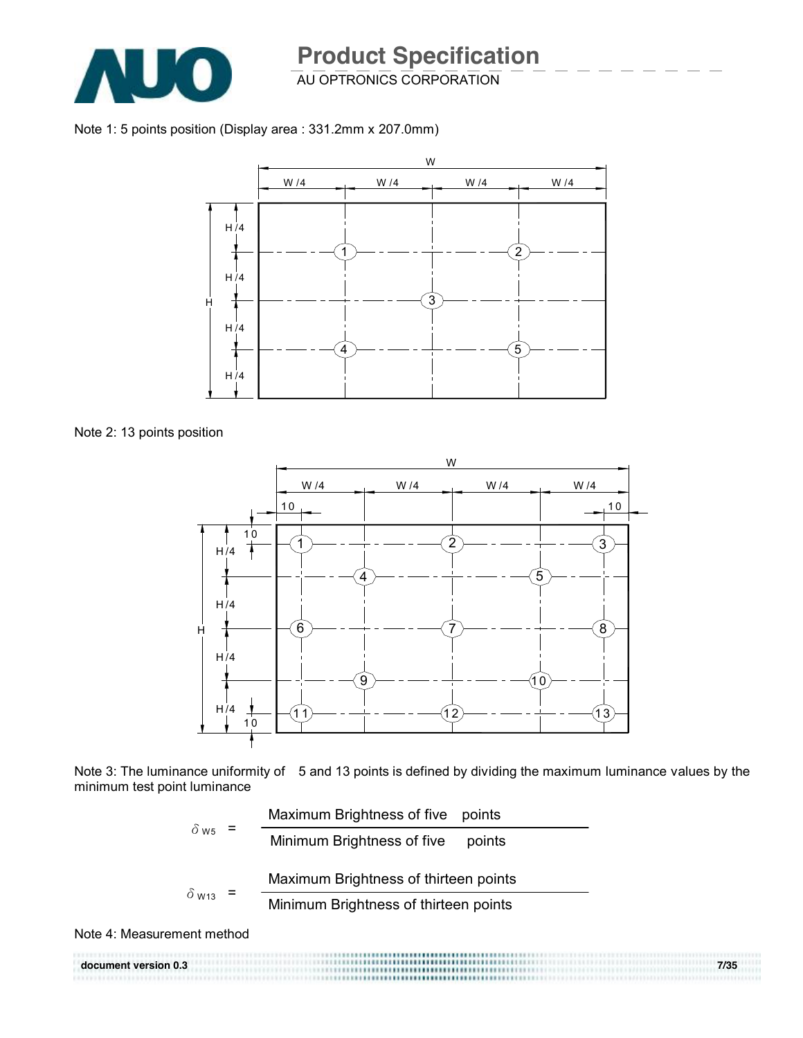Note 1: 5 points position (Display area : 331.2mm x 207.0mm)

Note 2: 13 points position

Note 3: The luminance uniformity of 5 and 13 points is defined by dividing the maximum luminance values by the minimum test point luminance

$$\delta_{W5} = \frac{\text{Maximum Brightness of five points}}{\text{Minimum Brightness of five points}}$$

$$\delta_{W13} = \frac{\text{Maximum Brightness of thirteen points}}{\text{Minimum Brightness of thirteen points}}$$

Note 4: Measurement method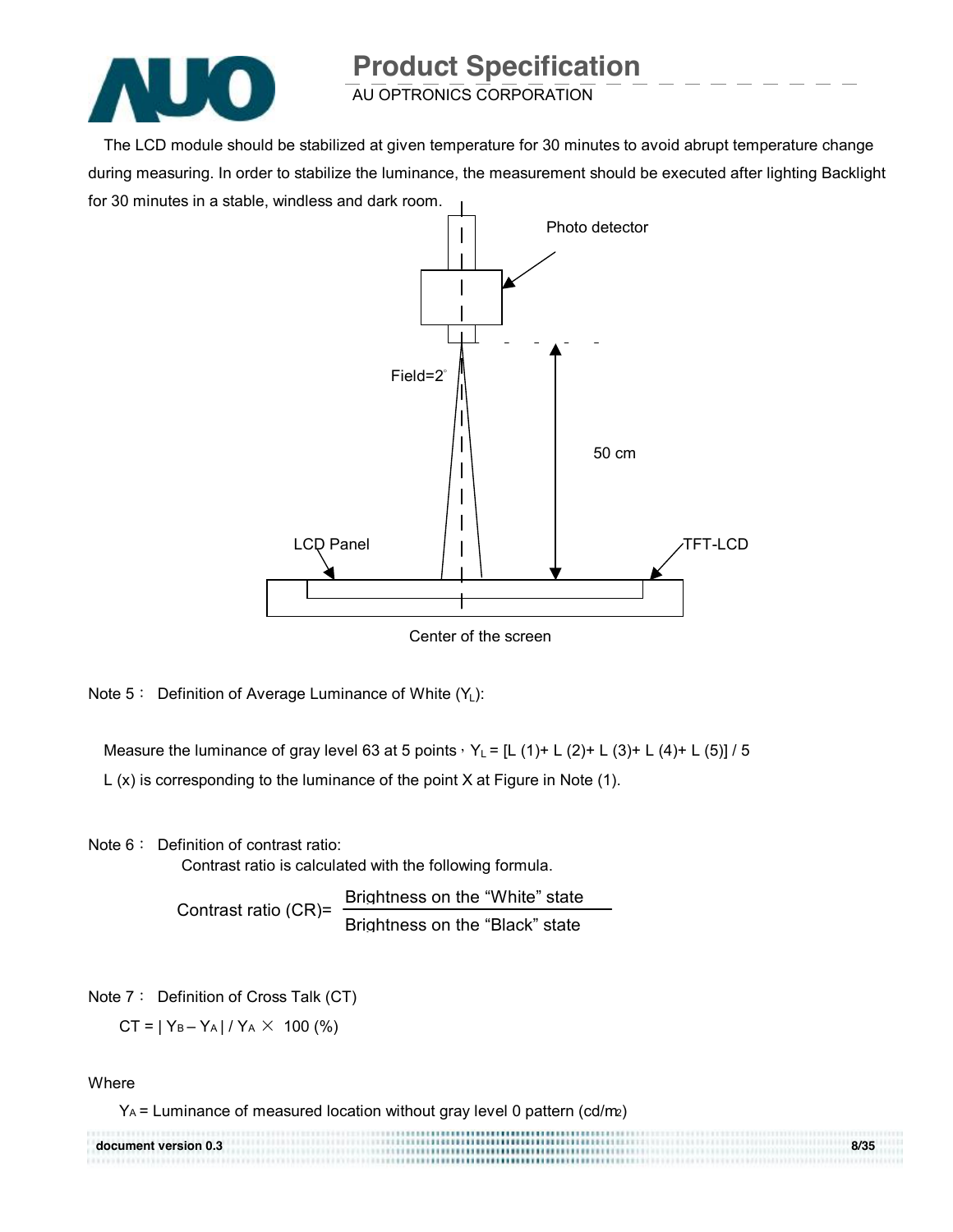The LCD module should be stabilized at given temperature for 30 minutes to avoid abrupt temperature change during measuring. In order to stabilize the luminance, the measurement should be executed after lighting Backlight for 30 minutes in a stable, windless and dark room.

Photo detector

Field=2°

50 cm

LCD Panel

TFT-LCD

Center of the screen

Note 5： Definition of Average Luminance of White ($Y_L$):

Measure the luminance of gray level 63 at 5 points，$Y_L$ = [L (1)+ L (2)+ L (3)+ L (4)+ L (5)] / 5

L (x) is corresponding to the luminance of the point X at Figure in Note (1).

Note 6： Definition of contrast ratio:

Contrast ratio is calculated with the following formula.

$$\text{Contrast ratio (CR)} = \frac{\text{Brightness on the “White” state}}{\text{Brightness on the “Black” state}}$$

Note 7： Definition of Cross Talk (CT)

$$CT = | Y_B - Y_A | / Y_A \times 100 \ (\%)$$

Where

$Y_A$ = Luminance of measured location without gray level 0 pattern (cd/m2)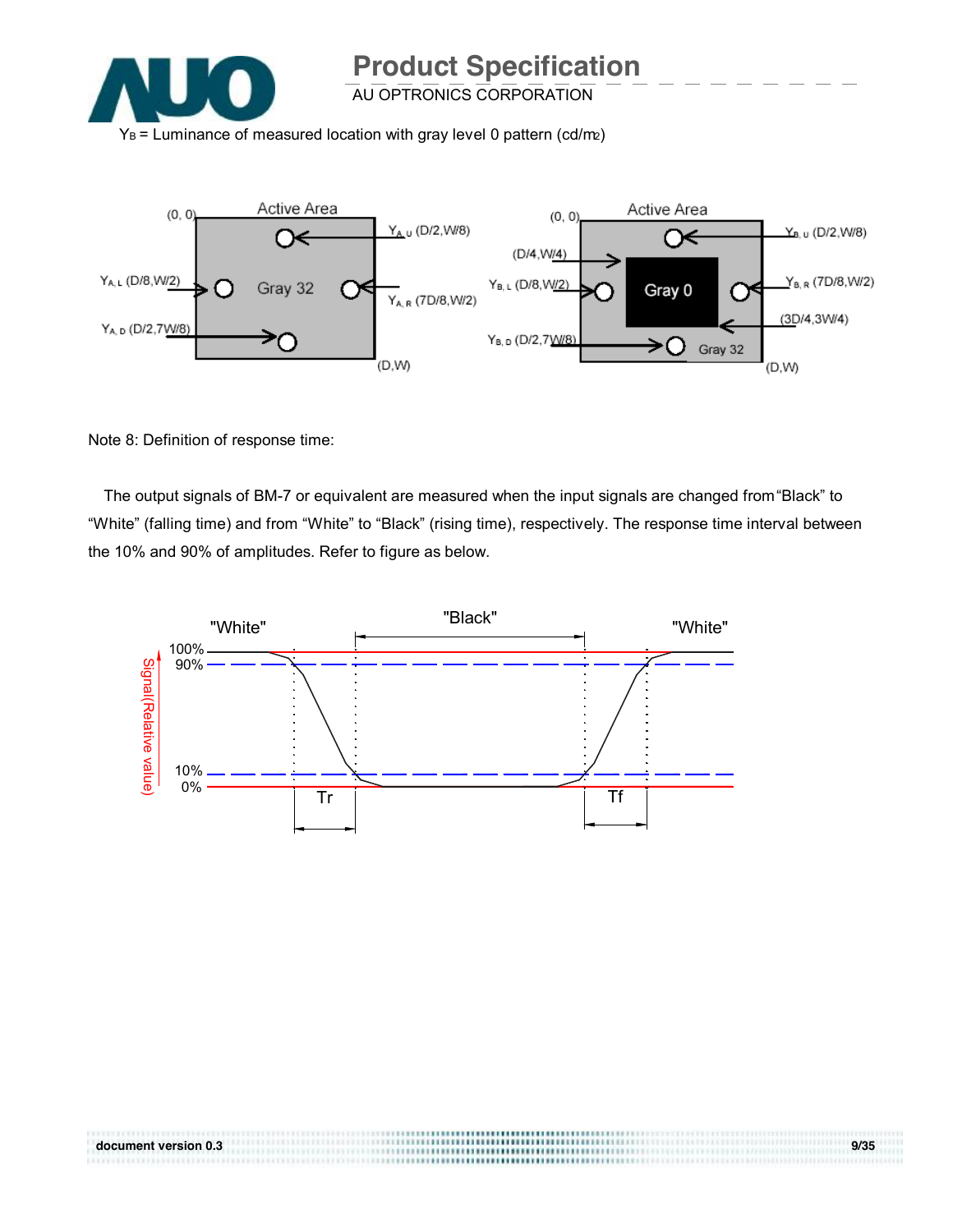$Y_B$ = Luminance of measured location with gray level 0 pattern (cd/m2)

Note 8: Definition of response time:

The output signals of BM-7 or equivalent are measured when the input signals are changed from "Black" to "White" (falling time) and from "White" to "Black" (rising time), respectively. The response time interval between the 10% and 90% of amplitudes. Refer to figure as below.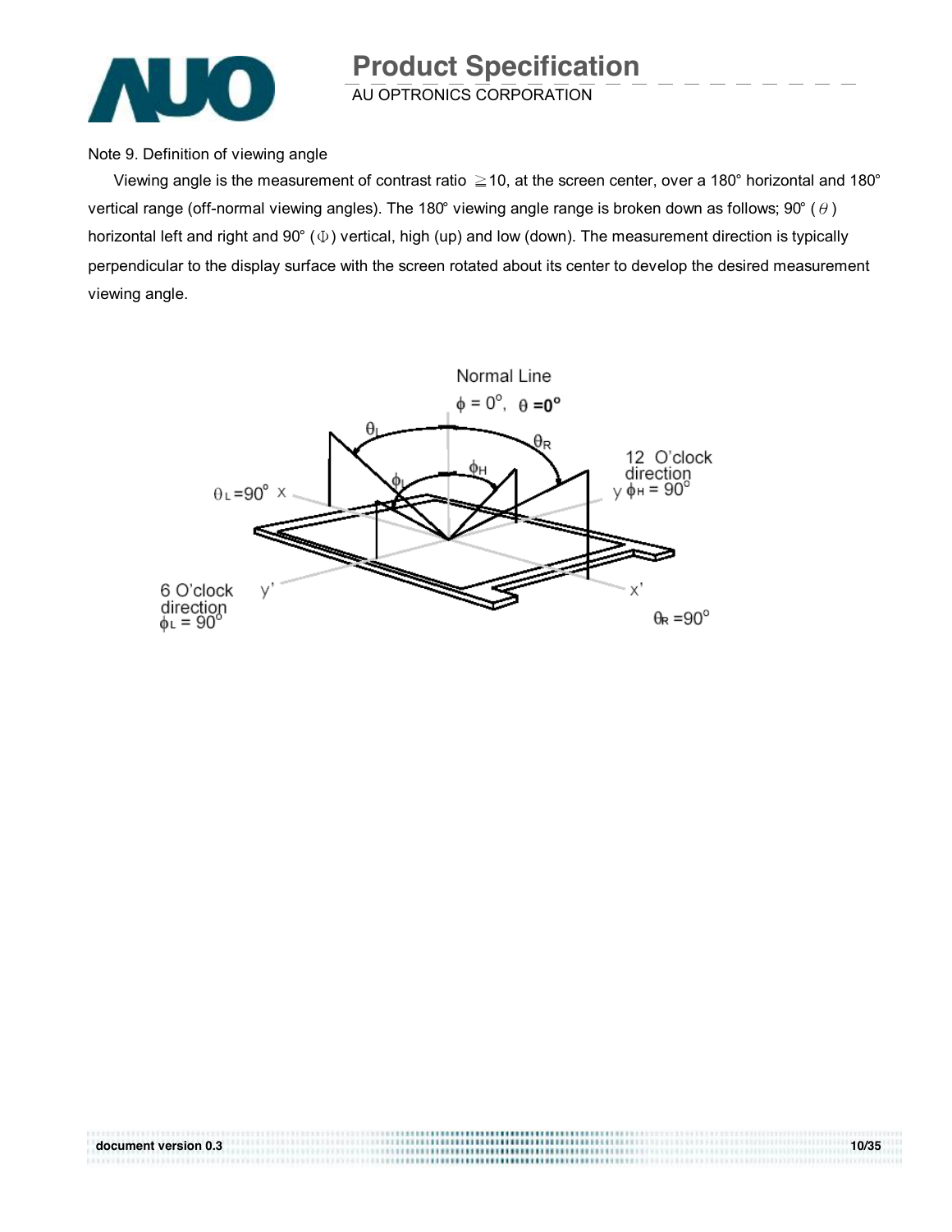Note 9. Definition of viewing angle

Viewing angle is the measurement of contrast ratio ≧10, at the screen center, over a 180° horizontal and 180° vertical range (off-normal viewing angles). The 180° viewing angle range is broken down as follows; 90° ( $\theta$ ) horizontal left and right and 90° ( $\Phi$ ) vertical, high (up) and low (down). The measurement direction is typically perpendicular to the display surface with the screen rotated about its center to develop the desired measurement viewing angle.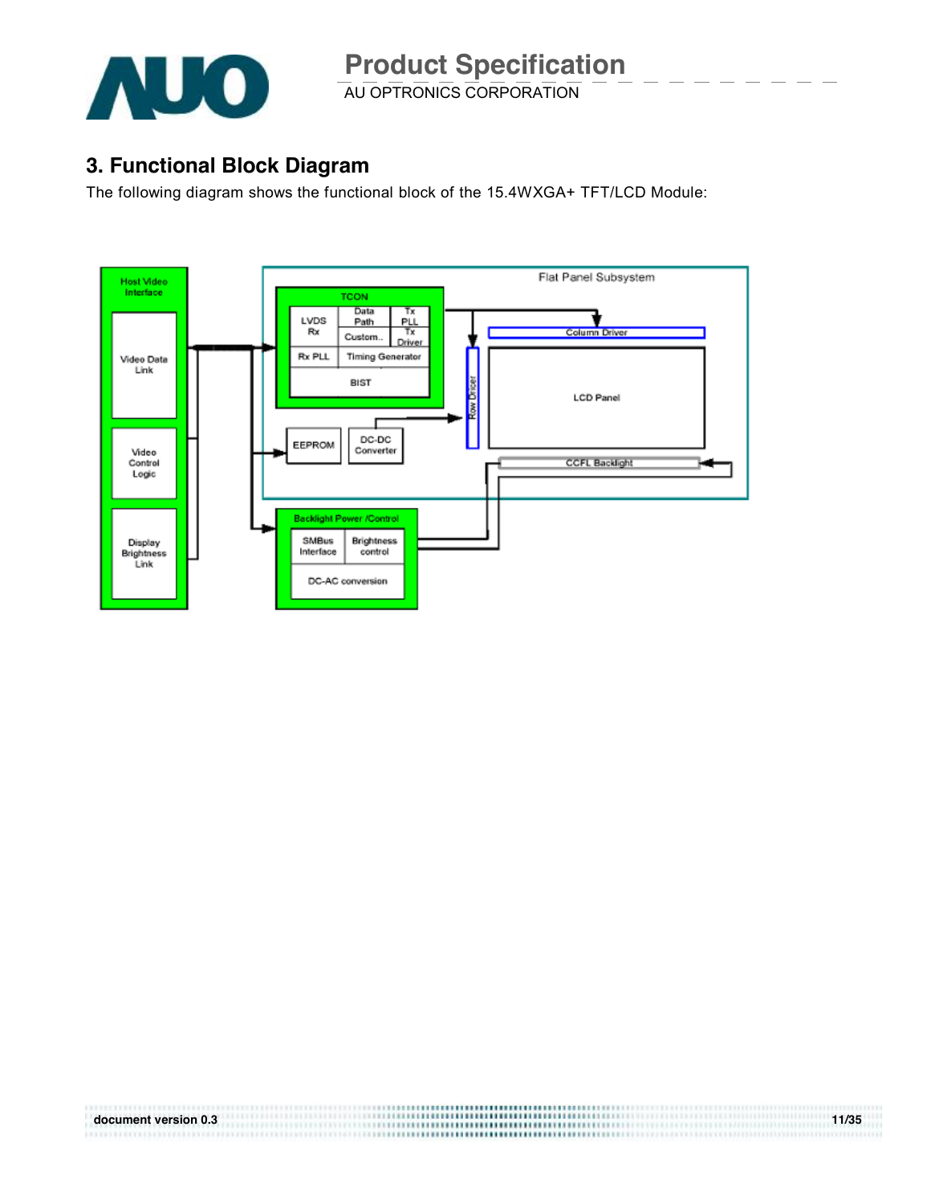## 3. Functional Block Diagram

The following diagram shows the functional block of the 15.4WXGA+ TFT/LCD Module: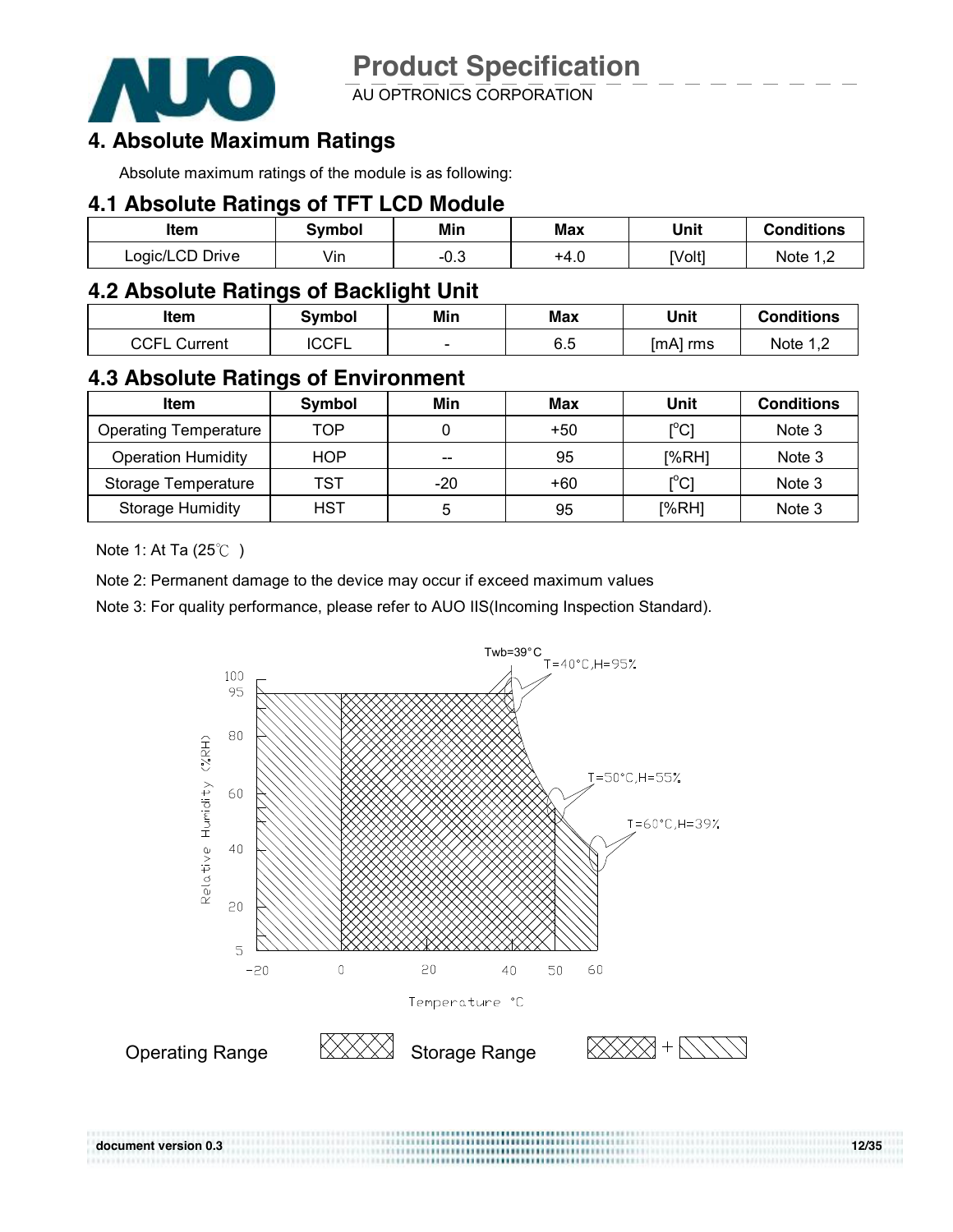## 4. Absolute Maximum Ratings

Absolute maximum ratings of the module is as following:

### 4.1 Absolute Ratings of TFT LCD Module

| Item | Symbol | Min | Max | Unit | Conditions |
|---|---|---|---|---|---|
| Logic/LCD Drive | Vin | -0.3 | +4.0 | [Volt] | Note 1,2 |

### 4.2 Absolute Ratings of Backlight Unit

| Item | Symbol | Min | Max | Unit | Conditions |
|---|---|---|---|---|---|
| CCFL Current | ICCFL | - | 6.5 | [mA] rms | Note 1,2 |

### 4.3 Absolute Ratings of Environment

| Item | Symbol | Min | Max | Unit | Conditions |
|---|---|---|---|---|---|
| Operating Temperature | TOP | 0 | +50 | [°C] | Note 3 |
| Operation Humidity | HOP | -- | 95 | [%RH] | Note 3 |
| Storage Temperature | TST | -20 | +60 | [°C] | Note 3 |
| Storage Humidity | HST | 5 | 95 | [%RH] | Note 3 |

Note 1: At Ta (25℃ )

Note 2: Permanent damage to the device may occur if exceed maximum values

Note 3: For quality performance, please refer to AUO IIS(Incoming Inspection Standard).

Twb=39°C
T=40°C,H=95%
T=50°C,H=55%
T=60°C,H=39%

Relative Humidity (%RH)

Temperature °C

Operating Range

Storage Range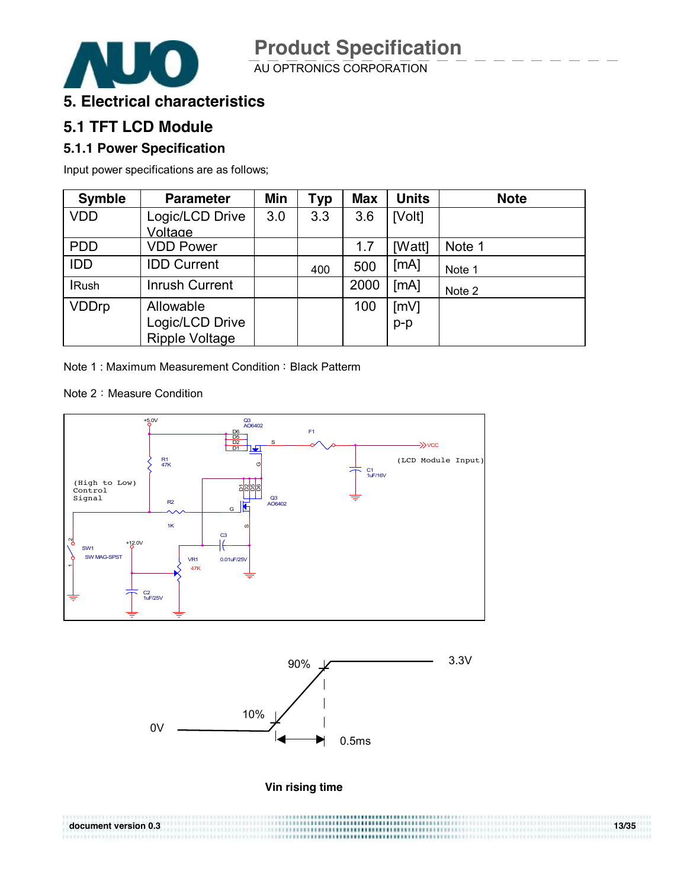# 5. Electrical characteristics

## 5.1 TFT LCD Module

### 5.1.1 Power Specification

Input power specifications are as follows;

| Symble | Parameter | Min | Typ | Max | Units | Note |
|---|---|---|---|---|---|---|
| VDD | Logic/LCD Drive Voltage | 3.0 | 3.3 | 3.6 | [Volt] | |
| PDD | VDD Power | | | 1.7 | [Watt] | Note 1 |
| IDD | IDD Current | | 400 | 500 | [mA] | Note 1 |
| IRush | Inrush Current | | | 2000 | [mA] | Note 2 |
| VDDrp | Allowable Logic/LCD Drive Ripple Voltage | | | 100 | [mV] p-p | |

Note 1 : Maximum Measurement Condition：Black Patterm

Note 2：Measure Condition

(High to Low) Control Signal

+5.0V, Q3 AO6402, D6, D5, D2, D1, S, G, F1, VCC (LCD Module Input), C1 1uF/16V, R1 47K, R2 1K, D1, D2, D5, D6, Q3 AO6402, G, S, C3 0.01uF/25V, SW1 SW MAG-SPST, +12.0V, VR1 47K, C2 1uF/25V

90%, 3.3V, 10%, 0V, 0.5ms

**Vin rising time**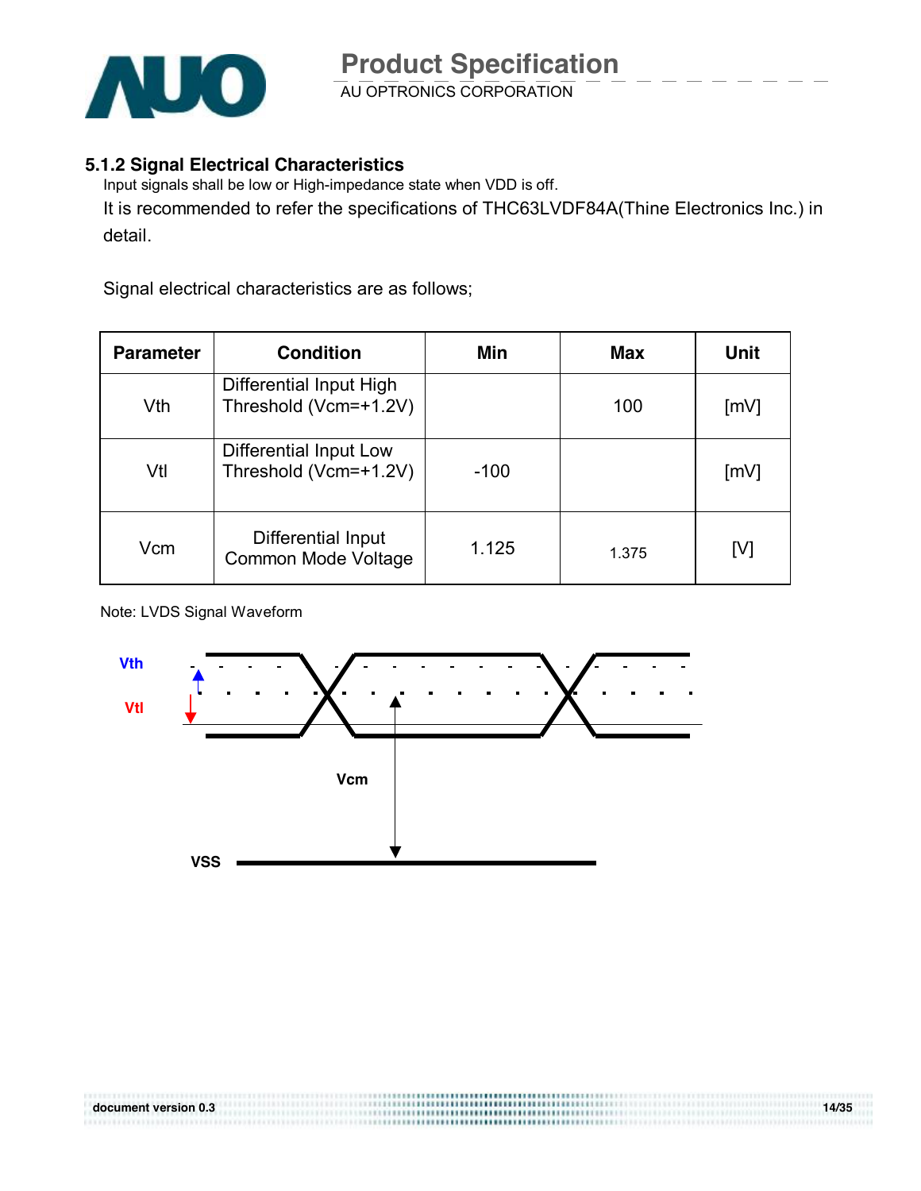### 5.1.2 Signal Electrical Characteristics

Input signals shall be low or High-impedance state when VDD is off.

It is recommended to refer the specifications of THC63LVDF84A(Thine Electronics Inc.) in detail.

Signal electrical characteristics are as follows;

| Parameter | Condition | Min | Max | Unit |
|---|---|---|---|---|
| Vth | Differential Input High Threshold (Vcm=+1.2V) | | 100 | [mV] |
| Vtl | Differential Input Low Threshold (Vcm=+1.2V) | -100 | | [mV] |
| Vcm | Differential Input Common Mode Voltage | 1.125 | 1.375 | [V] |

Note: LVDS Signal Waveform

Vth

Vtl

Vcm

VSS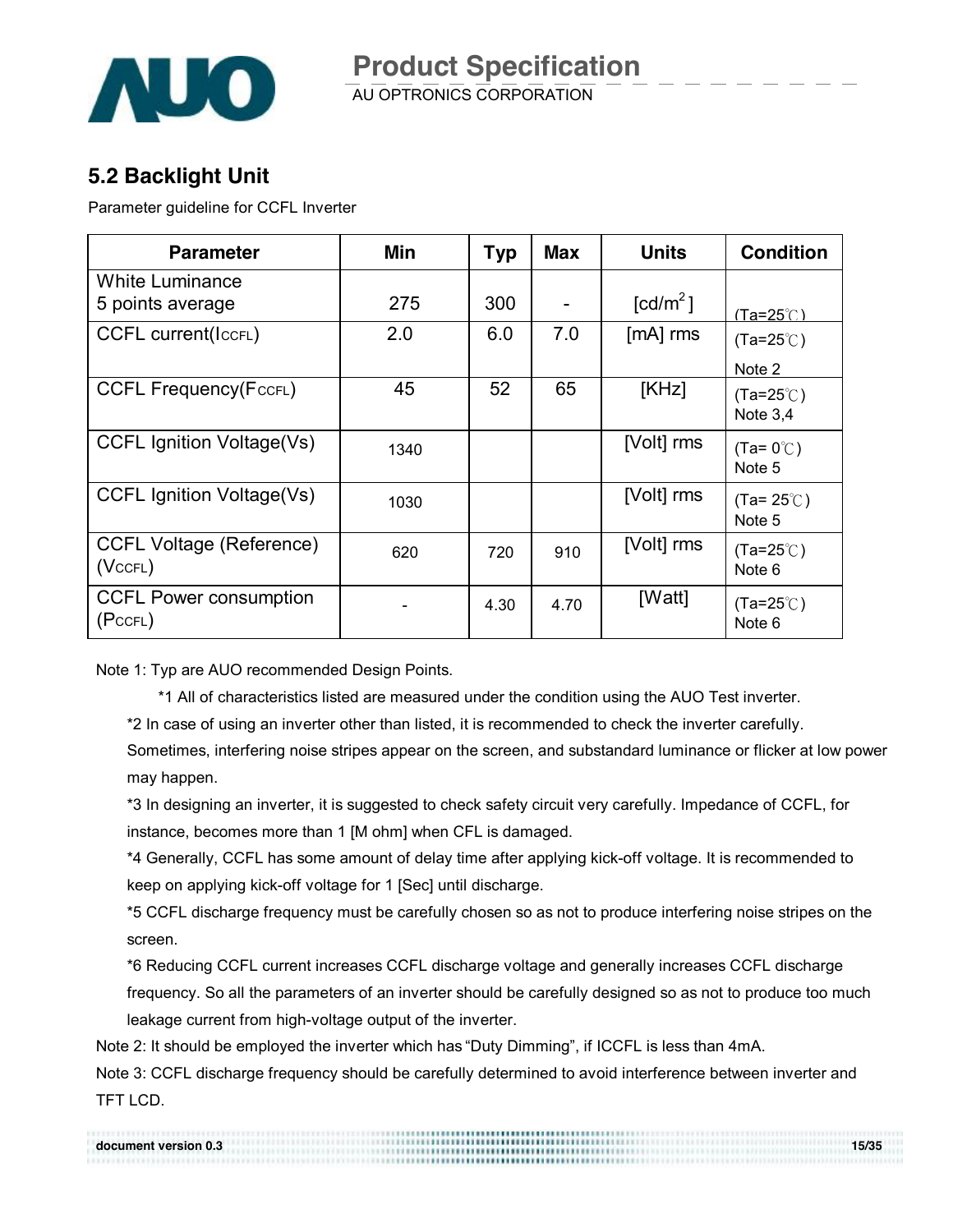## 5.2 Backlight Unit

Parameter guideline for CCFL Inverter

| Parameter | Min | Typ | Max | Units | Condition |
|---|---|---|---|---|---|
| White Luminance 5 points average | 275 | 300 | - | [cd/m$^2$] | (Ta=25℃) |
| CCFL current($I_{CCFL}$) | 2.0 | 6.0 | 7.0 | [mA] rms | (Ta=25℃) Note 2 |
| CCFL Frequency($F_{CCFL}$) | 45 | 52 | 65 | [KHz] | (Ta=25℃) Note 3,4 |
| CCFL Ignition Voltage(Vs) | 1340 | | | [Volt] rms | (Ta= 0℃) Note 5 |
| CCFL Ignition Voltage(Vs) | 1030 | | | [Volt] rms | (Ta= 25℃) Note 5 |
| CCFL Voltage (Reference) ($V_{CCFL}$) | 620 | 720 | 910 | [Volt] rms | (Ta=25℃) Note 6 |
| CCFL Power consumption ($P_{CCFL}$) | - | 4.30 | 4.70 | [Watt] | (Ta=25℃) Note 6 |

Note 1: Typ are AUO recommended Design Points.

*1 All of characteristics listed are measured under the condition using the AUO Test inverter.

*2 In case of using an inverter other than listed, it is recommended to check the inverter carefully. Sometimes, interfering noise stripes appear on the screen, and substandard luminance or flicker at low power may happen.

*3 In designing an inverter, it is suggested to check safety circuit very carefully. Impedance of CCFL, for instance, becomes more than 1 [M ohm] when CFL is damaged.

*4 Generally, CCFL has some amount of delay time after applying kick-off voltage. It is recommended to keep on applying kick-off voltage for 1 [Sec] until discharge.

*5 CCFL discharge frequency must be carefully chosen so as not to produce interfering noise stripes on the screen.

*6 Reducing CCFL current increases CCFL discharge voltage and generally increases CCFL discharge frequency. So all the parameters of an inverter should be carefully designed so as not to produce too much leakage current from high-voltage output of the inverter.

Note 2: It should be employed the inverter which has "Duty Dimming", if ICCFL is less than 4mA.

Note 3: CCFL discharge frequency should be carefully determined to avoid interference between inverter and TFT LCD.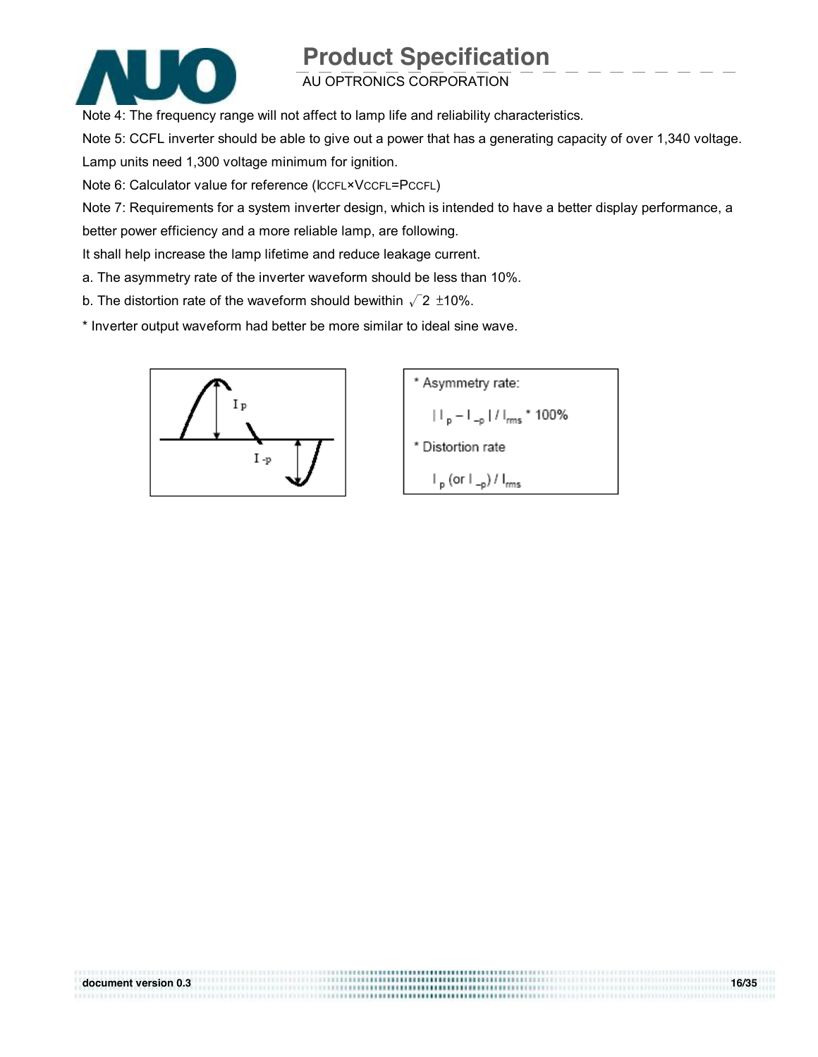Note 4: The frequency range will not affect to lamp life and reliability characteristics.

Note 5: CCFL inverter should be able to give out a power that has a generating capacity of over 1,340 voltage. Lamp units need 1,300 voltage minimum for ignition.

Note 6: Calculator value for reference ($I_{CCFL} \times V_{CCFL} = P_{CCFL}$)

Note 7: Requirements for a system inverter design, which is intended to have a better display performance, a better power efficiency and a more reliable lamp, are following.

It shall help increase the lamp lifetime and reduce leakage current.

a. The asymmetry rate of the inverter waveform should be less than 10%.

b. The distortion rate of the waveform should bewithin $\sqrt{2}$ ±10%.

* Inverter output waveform had better be more similar to ideal sine wave.

* Asymmetry rate:

$$| I_p - I_{-p} | / I_{rms} * 100\%$$

* Distortion rate

$$I_p \text{ (or } I_{-p}) / I_{rms}$$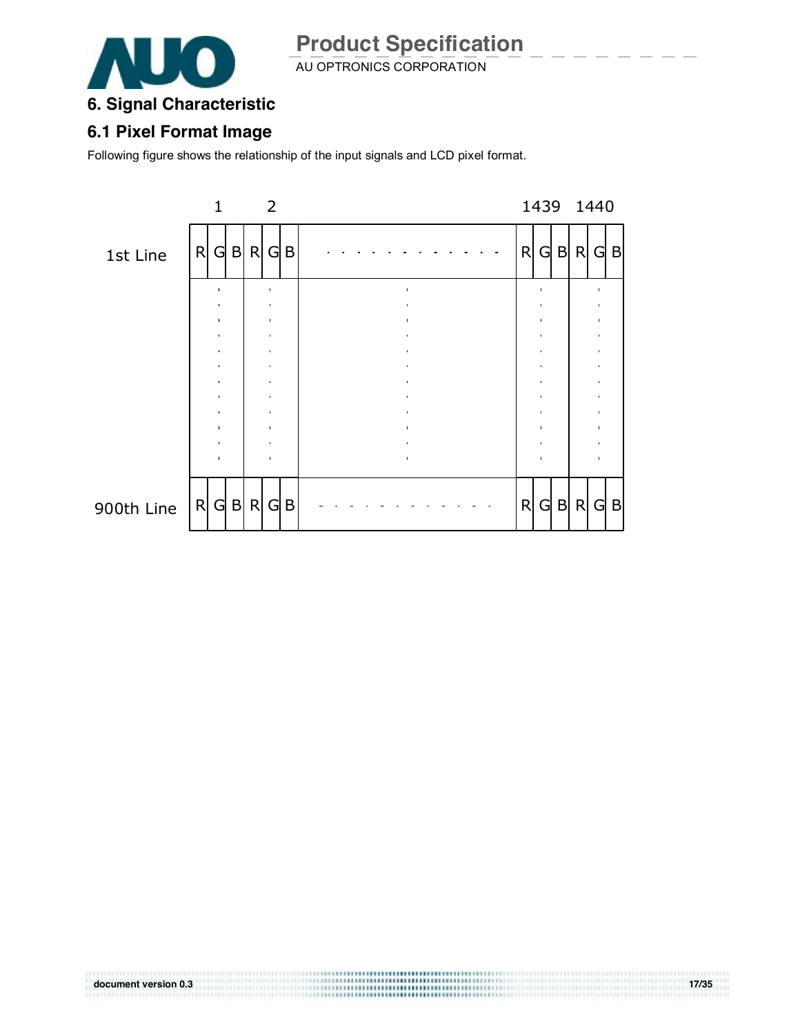## 6. Signal Characteristic

### 6.1 Pixel Format Image

Following figure shows the relationship of the input signals and LCD pixel format.

| | 1 | | | 2 | | | | 1439 | | | 1440 | | |
|---|---|---|---|---|---|---|---|---|---|---|---|---|---|
| 1st Line | R | G | B | R | G | B | · · · · · · · · · · · · | R | G | B | R | G | B |
| | · | | | · | | | · | | · | | | · | |
| 900th Line | R | G | B | R | G | B | - - - - - - - - - - - - | R | G | B | R | G | B |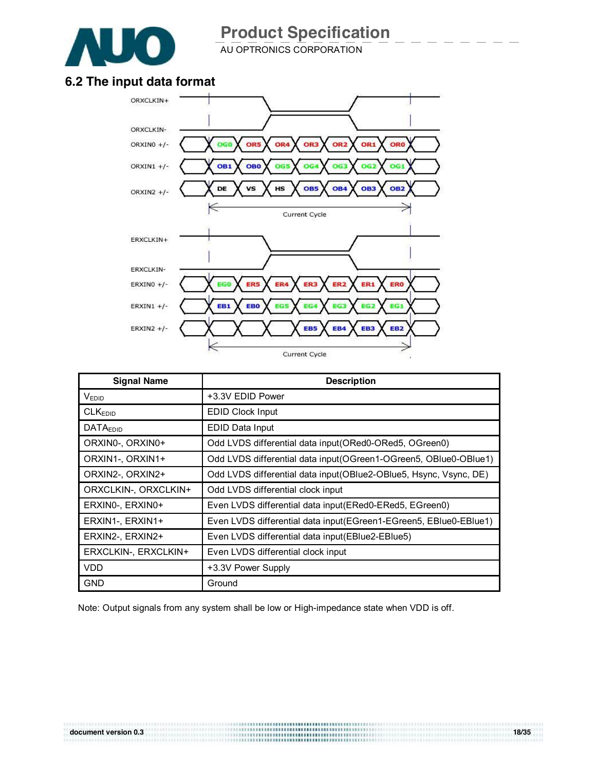## 6.2 The input data format

| Signal Name | Description |
|---|---|
| $V_{EDID}$ | +3.3V EDID Power |
| $CLK_{EDID}$ | EDID Clock Input |
| $DATA_{EDID}$ | EDID Data Input |
| ORXIN0-, ORXIN0+ | Odd LVDS differential data input(ORed0-ORed5, OGreen0) |
| ORXIN1-, ORXIN1+ | Odd LVDS differential data input(OGreen1-OGreen5, OBlue0-OBlue1) |
| ORXIN2-, ORXIN2+ | Odd LVDS differential data input(OBlue2-OBlue5, Hsync, Vsync, DE) |
| ORXCLKIN-, ORXCLKIN+ | Odd LVDS differential clock input |
| ERXIN0-, ERXIN0+ | Even LVDS differential data input(ERed0-ERed5, EGreen0) |
| ERXIN1-, ERXIN1+ | Even LVDS differential data input(EGreen1-EGreen5, EBlue0-EBlue1) |
| ERXIN2-, ERXIN2+ | Even LVDS differential data input(EBlue2-EBlue5) |
| ERXCLKIN-, ERXCLKIN+ | Even LVDS differential clock input |
| VDD | +3.3V Power Supply |
| GND | Ground |

Note: Output signals from any system shall be low or High-impedance state when VDD is off.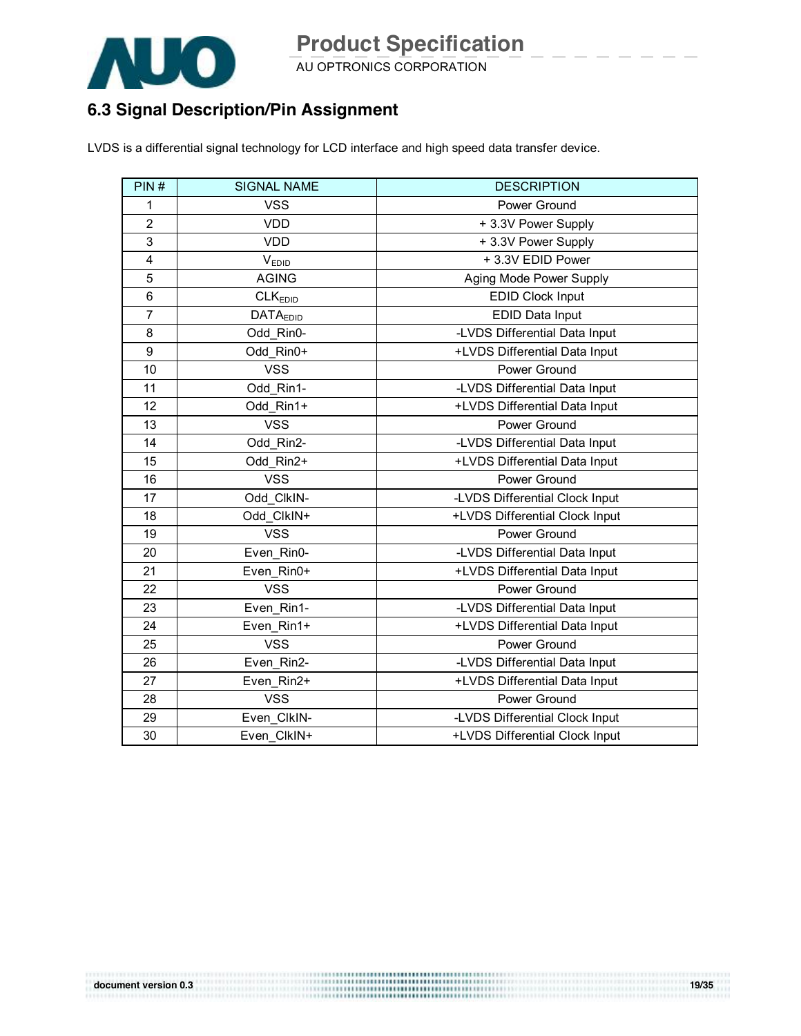## 6.3 Signal Description/Pin Assignment

LVDS is a differential signal technology for LCD interface and high speed data transfer device.

| PIN # | SIGNAL NAME | DESCRIPTION |
|---|---|---|
| 1 | VSS | Power Ground |
| 2 | VDD | + 3.3V Power Supply |
| 3 | VDD | + 3.3V Power Supply |
| 4 | $V_{EDID}$ | + 3.3V EDID Power |
| 5 | AGING | Aging Mode Power Supply |
| 6 | $CLK_{EDID}$ | EDID Clock Input |
| 7 | $DATA_{EDID}$ | EDID Data Input |
| 8 | Odd_Rin0- | -LVDS Differential Data Input |
| 9 | Odd_Rin0+ | +LVDS Differential Data Input |
| 10 | VSS | Power Ground |
| 11 | Odd_Rin1- | -LVDS Differential Data Input |
| 12 | Odd_Rin1+ | +LVDS Differential Data Input |
| 13 | VSS | Power Ground |
| 14 | Odd_Rin2- | -LVDS Differential Data Input |
| 15 | Odd_Rin2+ | +LVDS Differential Data Input |
| 16 | VSS | Power Ground |
| 17 | Odd_ClkIN- | -LVDS Differential Clock Input |
| 18 | Odd_ClkIN+ | +LVDS Differential Clock Input |
| 19 | VSS | Power Ground |
| 20 | Even_Rin0- | -LVDS Differential Data Input |
| 21 | Even_Rin0+ | +LVDS Differential Data Input |
| 22 | VSS | Power Ground |
| 23 | Even_Rin1- | -LVDS Differential Data Input |
| 24 | Even_Rin1+ | +LVDS Differential Data Input |
| 25 | VSS | Power Ground |
| 26 | Even_Rin2- | -LVDS Differential Data Input |
| 27 | Even_Rin2+ | +LVDS Differential Data Input |
| 28 | VSS | Power Ground |
| 29 | Even_ClkIN- | -LVDS Differential Clock Input |
| 30 | Even_ClkIN+ | +LVDS Differential Clock Input |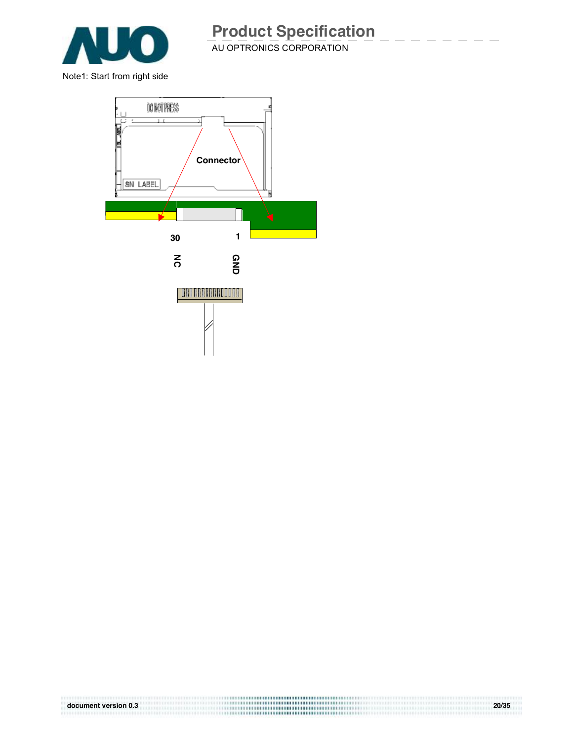Note1: Start from right side

Connector

30 NC

1 GND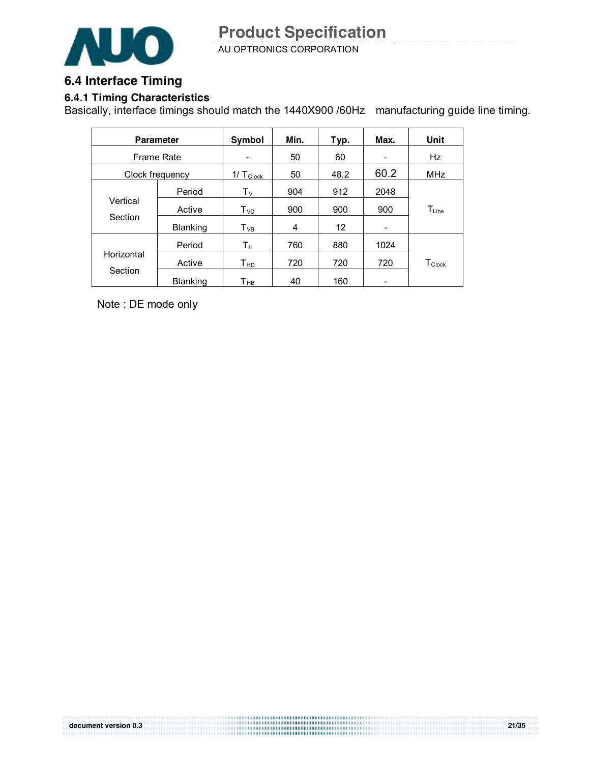## 6.4 Interface Timing

### 6.4.1 Timing Characteristics

Basically, interface timings should match the 1440X900 /60Hz manufacturing guide line timing.

| Parameter | | Symbol | Min. | Typ. | Max. | Unit |
|---|---|---|---|---|---|---|
| Frame Rate | | - | 50 | 60 | - | Hz |
| Clock frequency | | $1/T_{Clock}$ | 50 | 48.2 | 60.2 | MHz |
| Vertical Section | Period | $T_V$ | 904 | 912 | 2048 | $T_{Line}$ |
| | Active | $T_{VD}$ | 900 | 900 | 900 | |
| | Blanking | $T_{VB}$ | 4 | 12 | - | |
| Horizontal Section | Period | $T_H$ | 760 | 880 | 1024 | $T_{Clock}$ |
| | Active | $T_{HD}$ | 720 | 720 | 720 | |
| | Blanking | $T_{HB}$ | 40 | 160 | - | |

Note : DE mode only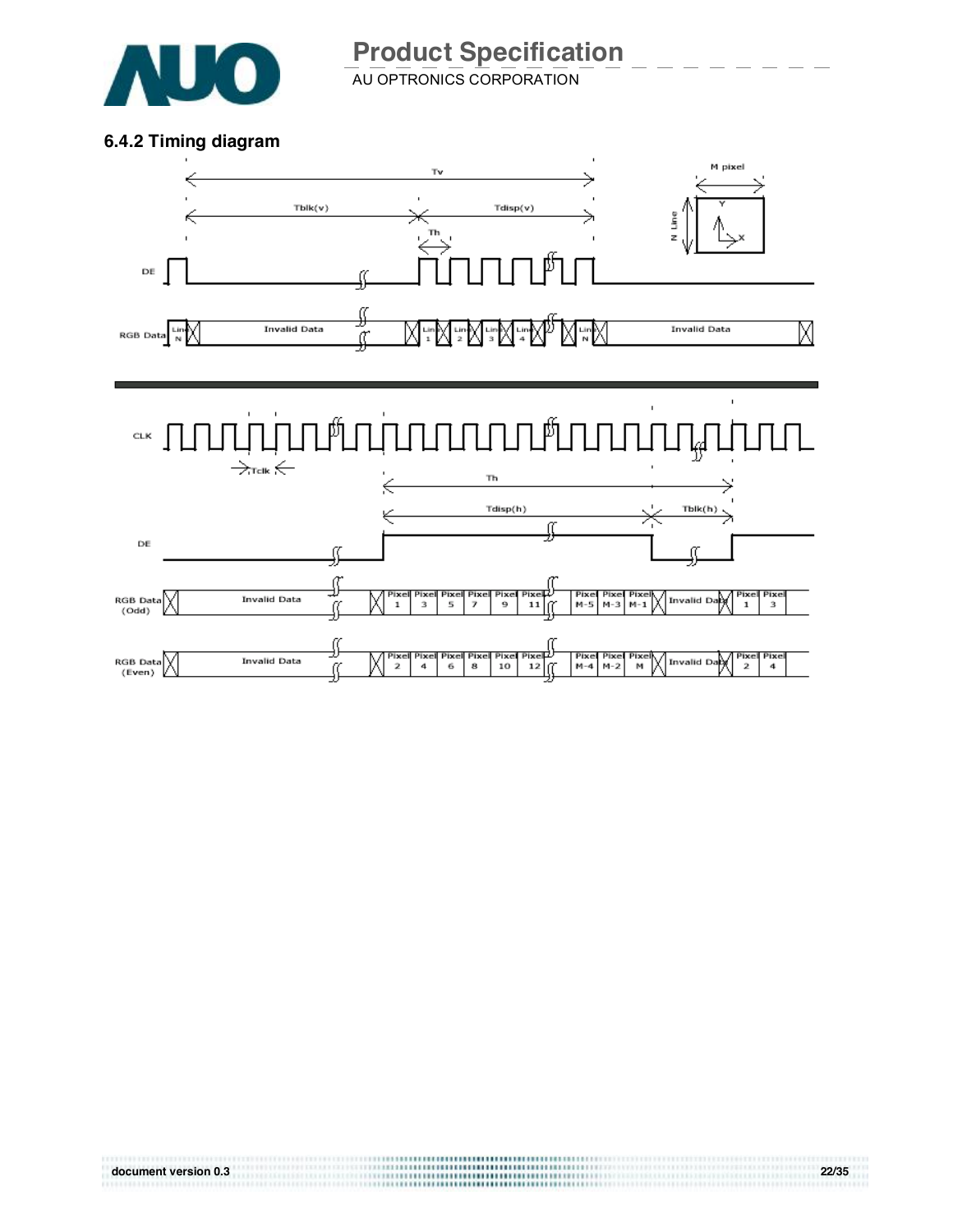### 6.4.2 Timing diagram

Tv

Tblk(v) Tdisp(v)

Th

M pixel

N Line

Y

X

DE

RGB Data Line N Invalid Data Line 1 Line 2 Line 3 Line 4 Line N Invalid Data

CLK

Tclk

Th

Tdisp(h) Tblk(h)

DE

RGB Data (Odd) Invalid Data Pixel 1 Pixel 3 Pixel 5 Pixel 7 Pixel 9 Pixel 11 Pixel M-5 Pixel M-3 Pixel M-1 Invalid Data Pixel 1 Pixel 3

RGB Data (Even) Invalid Data Pixel 2 Pixel 4 Pixel 6 Pixel 8 Pixel 10 Pixel 12 Pixel M-4 Pixel M-2 Pixel M Invalid Data Pixel 2 Pixel 4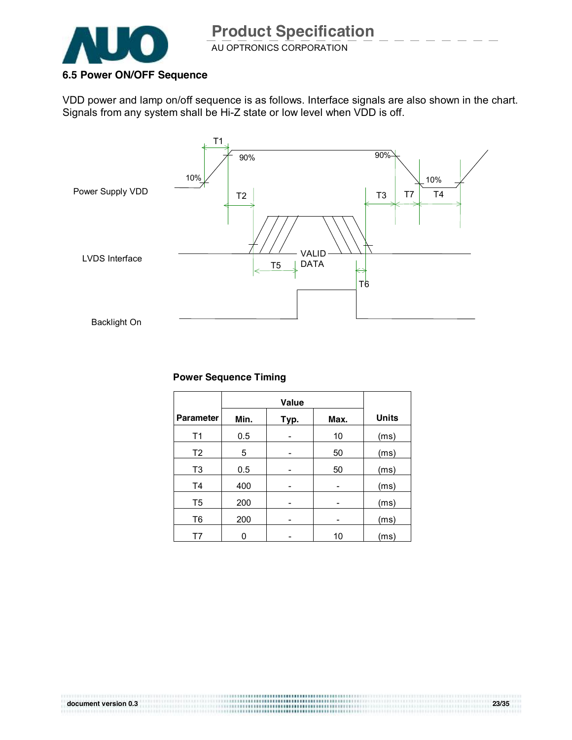### 6.5 Power ON/OFF Sequence

VDD power and lamp on/off sequence is as follows. Interface signals are also shown in the chart. Signals from any system shall be Hi-Z state or low level when VDD is off.

**Power Sequence Timing**

| Parameter | Value | | | Units |
|---|---|---|---|---|
| | Min. | Typ. | Max. | |
| T1 | 0.5 | - | 10 | (ms) |
| T2 | 5 | - | 50 | (ms) |
| T3 | 0.5 | - | 50 | (ms) |
| T4 | 400 | - | - | (ms) |
| T5 | 200 | - | - | (ms) |
| T6 | 200 | - | - | (ms) |
| T7 | 0 | - | 10 | (ms) |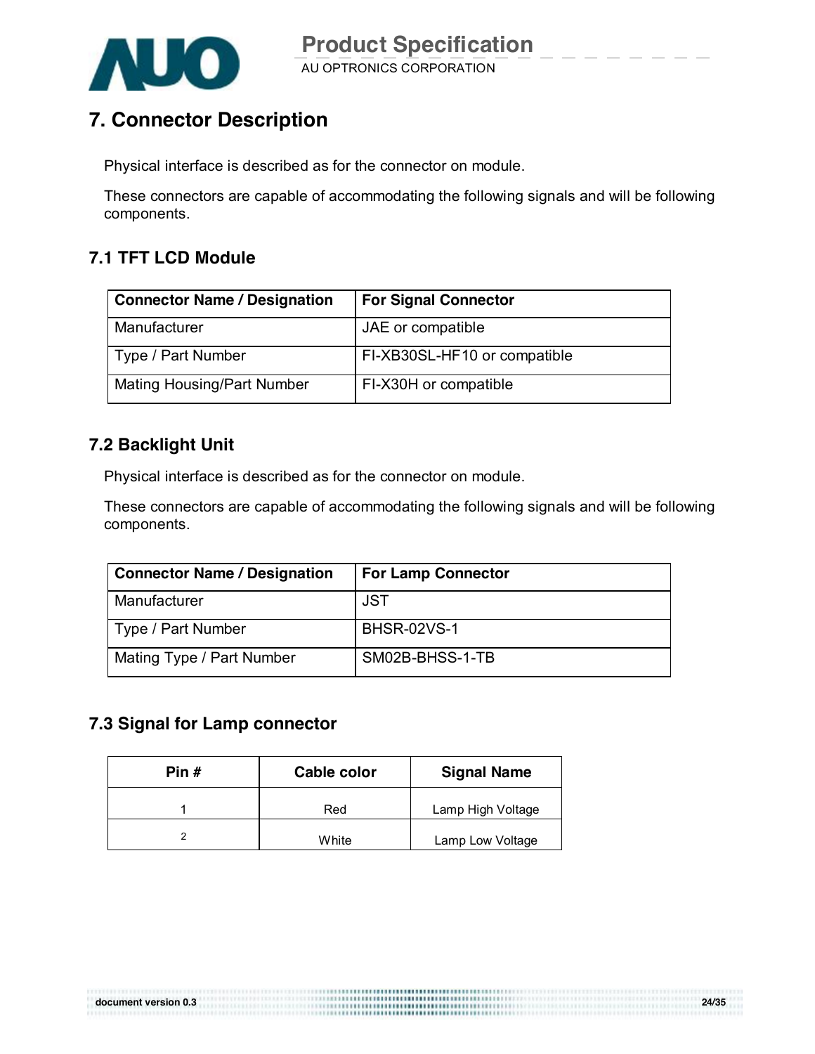# 7. Connector Description

Physical interface is described as for the connector on module.

These connectors are capable of accommodating the following signals and will be following components.

## 7.1 TFT LCD Module

| Connector Name / Designation | For Signal Connector |
|---|---|
| Manufacturer | JAE or compatible |
| Type / Part Number | FI-XB30SL-HF10 or compatible |
| Mating Housing/Part Number | FI-X30H or compatible |

## 7.2 Backlight Unit

Physical interface is described as for the connector on module.

These connectors are capable of accommodating the following signals and will be following components.

| Connector Name / Designation | For Lamp Connector |
|---|---|
| Manufacturer | JST |
| Type / Part Number | BHSR-02VS-1 |
| Mating Type / Part Number | SM02B-BHSS-1-TB |

## 7.3 Signal for Lamp connector

| Pin # | Cable color | Signal Name |
|---|---|---|
| 1 | Red | Lamp High Voltage |
| 2 | White | Lamp Low Voltage |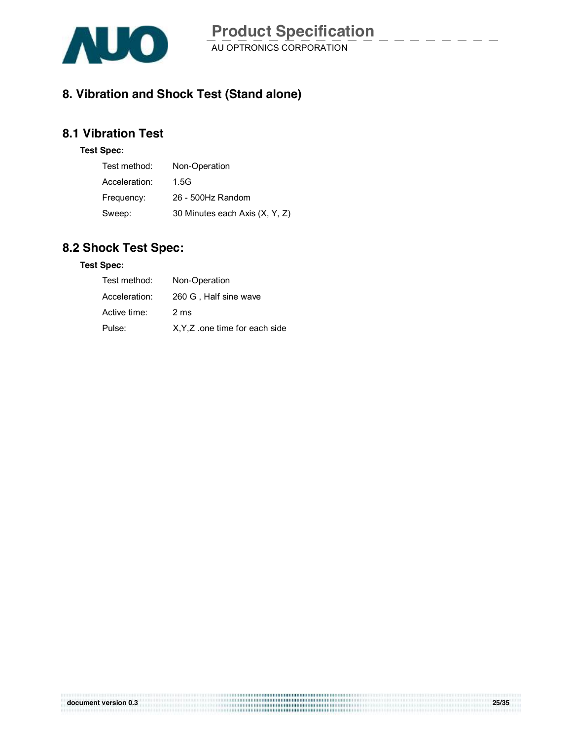# 8. Vibration and Shock Test (Stand alone)

## 8.1 Vibration Test

**Test Spec:**

| | |
|---|---|
| Test method: | Non-Operation |
| Acceleration: | 1.5G |
| Frequency: | 26 - 500Hz Random |
| Sweep: | 30 Minutes each Axis (X, Y, Z) |

## 8.2 Shock Test Spec:

**Test Spec:**

| | |
|---|---|
| Test method: | Non-Operation |
| Acceleration: | 260 G , Half sine wave |
| Active time: | 2 ms |
| Pulse: | X,Y,Z .one time for each side |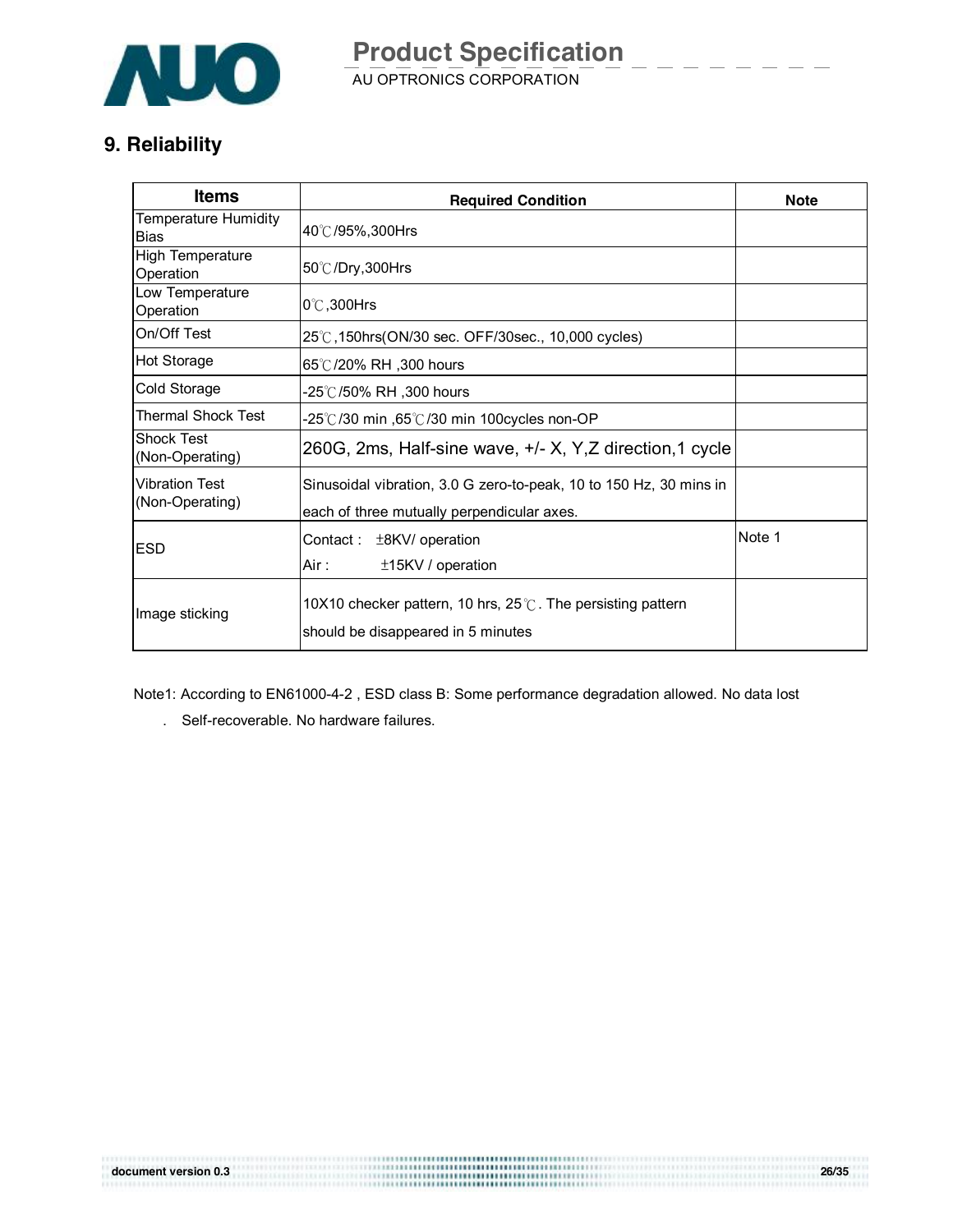## 9. Reliability

| Items | Required Condition | Note |
|---|---|---|
| Temperature Humidity Bias | 40℃/95%,300Hrs | |
| High Temperature Operation | 50℃/Dry,300Hrs | |
| Low Temperature Operation | 0℃,300Hrs | |
| On/Off Test | 25℃,150hrs(ON/30 sec. OFF/30sec., 10,000 cycles) | |
| Hot Storage | 65℃/20% RH ,300 hours | |
| Cold Storage | -25℃/50% RH ,300 hours | |
| Thermal Shock Test | -25℃/30 min ,65℃/30 min 100cycles non-OP | |
| Shock Test (Non-Operating) | 260G, 2ms, Half-sine wave, +/- X, Y,Z direction,1 cycle | |
| Vibration Test (Non-Operating) | Sinusoidal vibration, 3.0 G zero-to-peak, 10 to 150 Hz, 30 mins in each of three mutually perpendicular axes. | |
| ESD | Contact : ±8KV/ operation<br>Air : ±15KV / operation | Note 1 |
| Image sticking | 10X10 checker pattern, 10 hrs, 25℃. The persisting pattern should be disappeared in 5 minutes | |

Note1: According to EN61000-4-2 , ESD class B: Some performance degradation allowed. No data lost

. Self-recoverable. No hardware failures.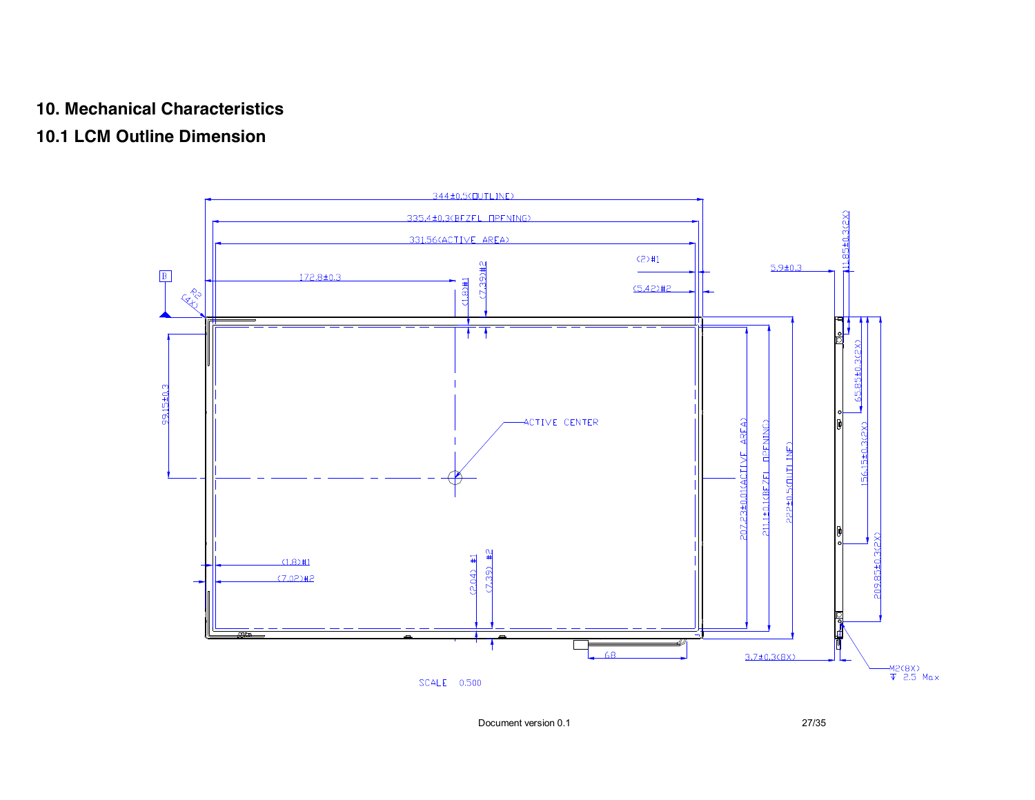## 10. Mechanical Characteristics

### 10.1 LCM Outline Dimension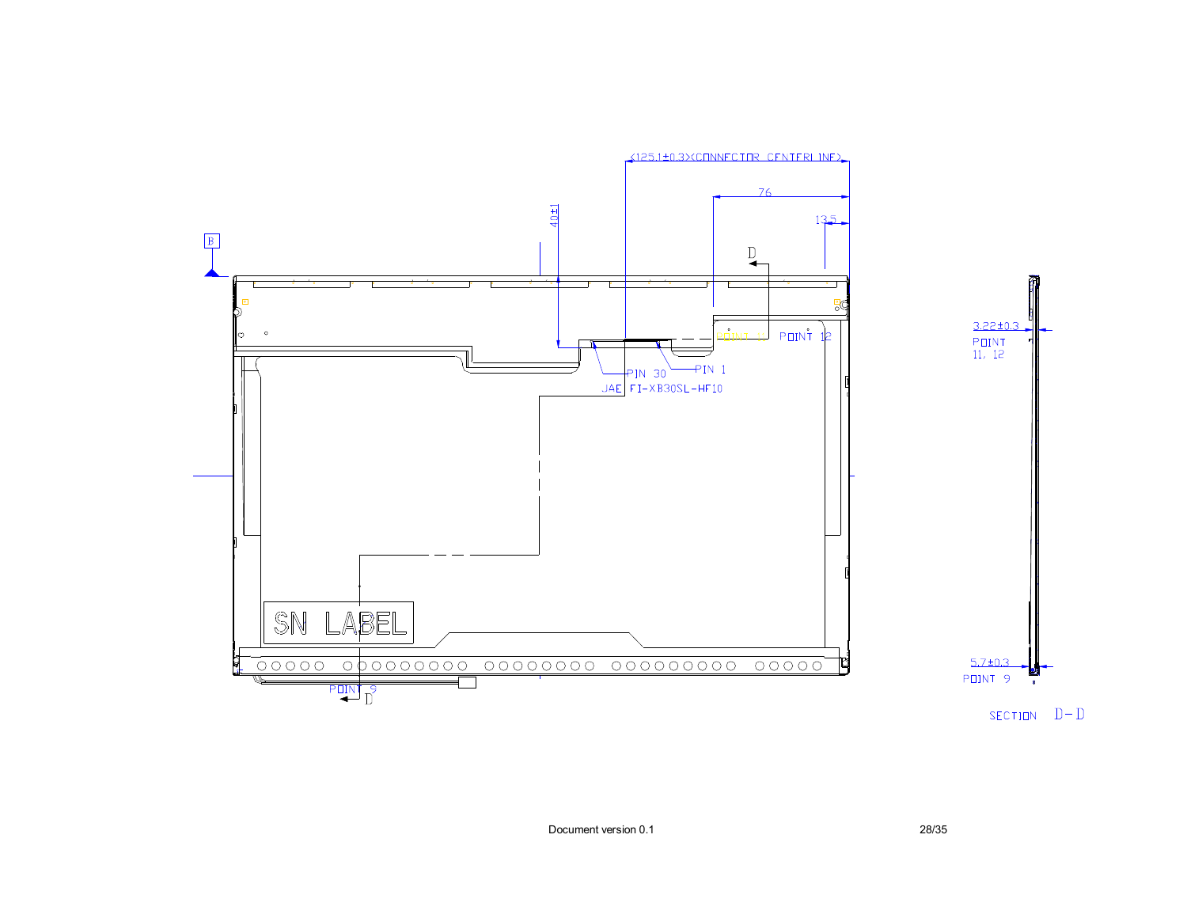(125.1±0.3)(CONNECTOR CENTERLINE)

76

13.5

40±1

B

D

POINT 11 POINT 12

PIN 30 PIN 1

JAE FI-XB30SL-HF10

SN LABEL

POINT 9

D

3.22±0.3

POINT 11, 12

5.7±0.3

POINT 9

SECTION D-D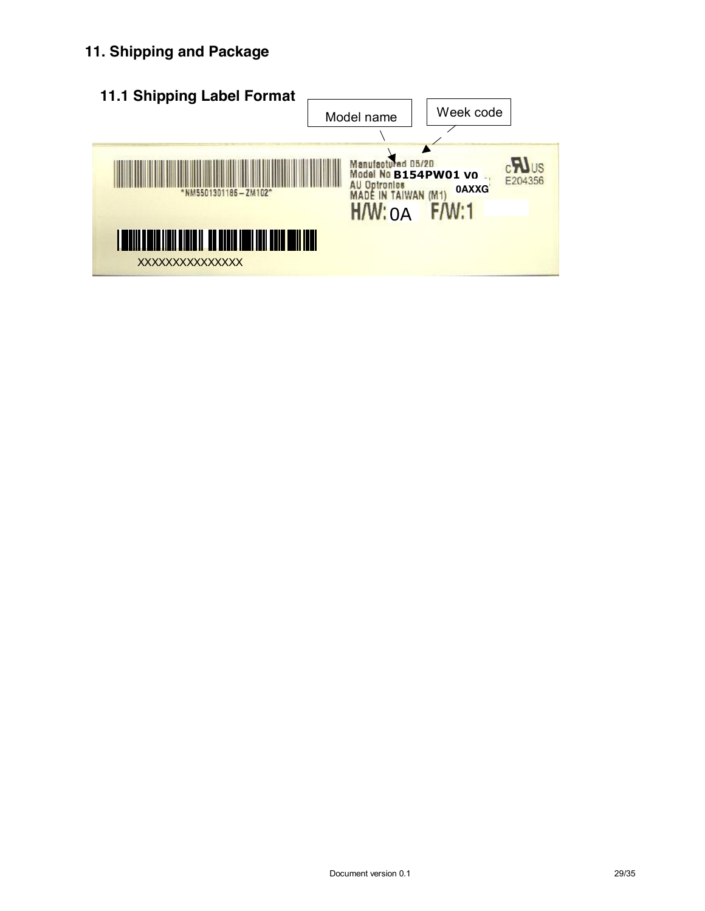## 11. Shipping and Package

### 11.1 Shipping Label Format

Model name

Week code

Manufactured 05/20
Model No B154PW01 V0
AU Optronics 0AXXG
MADE IN TAIWAN (M1)
H/W: 0A F/W:1

E204356

*NM5501301186－ZM102*

XXXXXXXXXXXXXX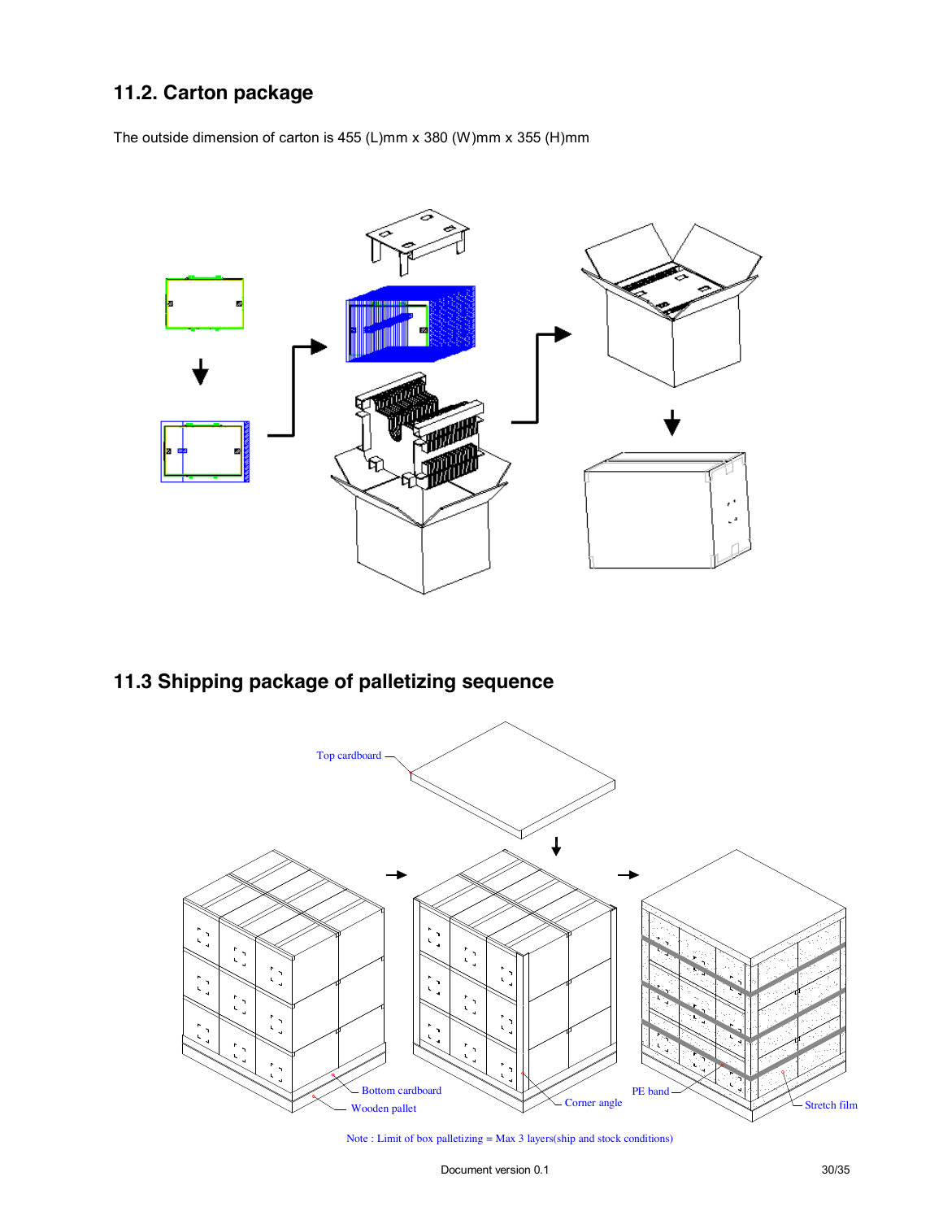## 11.2. Carton package

The outside dimension of carton is 455 (L)mm x 380 (W)mm x 355 (H)mm

## 11.3 Shipping package of palletizing sequence

Top cardboard

Bottom cardboard

Wooden pallet

Corner angle

PE band

Stretch film

Note : Limit of box palletizing = Max 3 layers(ship and stock conditions)

Document version 0.1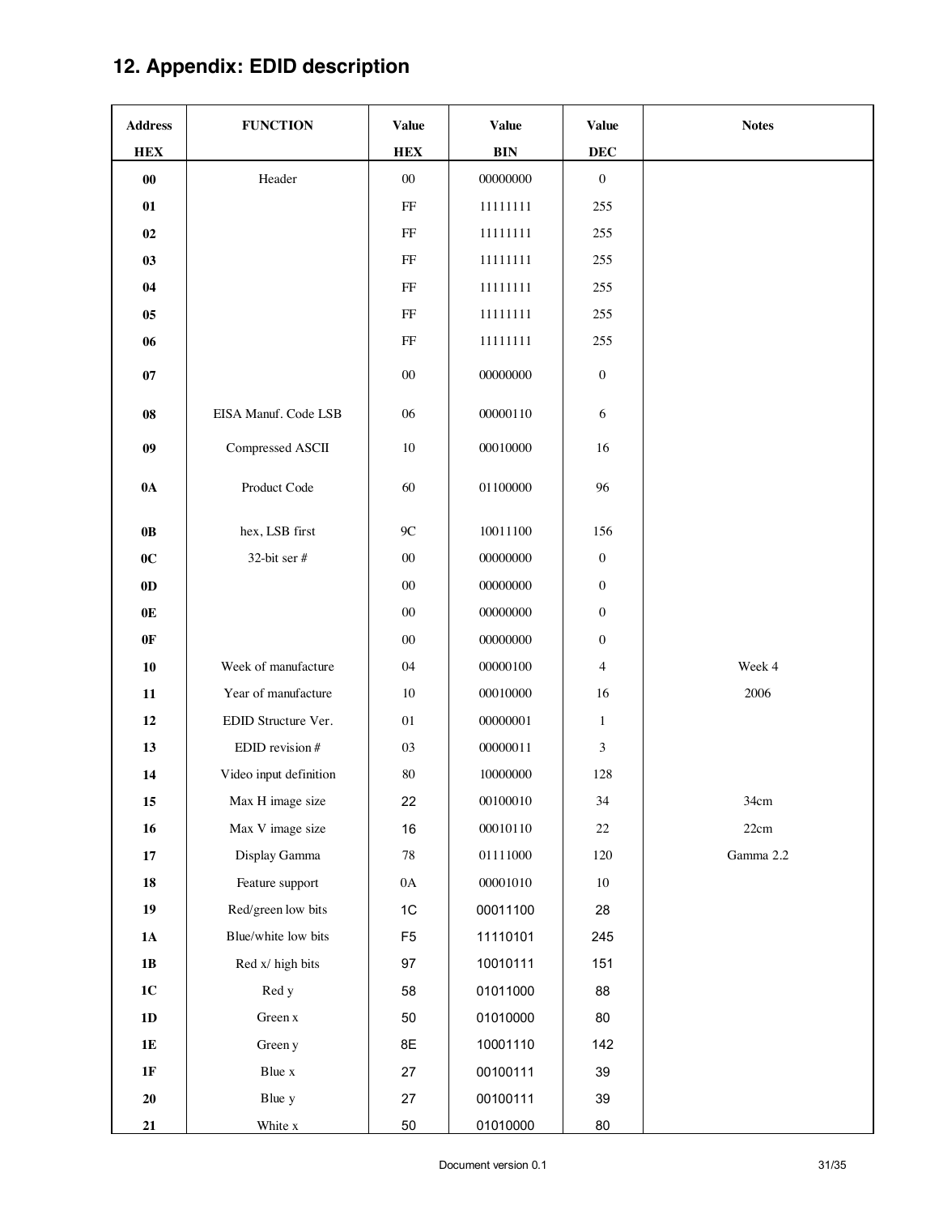# 12. Appendix: EDID description

| Address HEX | FUNCTION | Value HEX | Value BIN | Value DEC | Notes |
|---|---|---|---|---|---|
| 00 | Header | 00 | 00000000 | 0 | |
| 01 | | FF | 11111111 | 255 | |
| 02 | | FF | 11111111 | 255 | |
| 03 | | FF | 11111111 | 255 | |
| 04 | | FF | 11111111 | 255 | |
| 05 | | FF | 11111111 | 255 | |
| 06 | | FF | 11111111 | 255 | |
| 07 | | 00 | 00000000 | 0 | |
| 08 | EISA Manuf. Code LSB | 06 | 00000110 | 6 | |
| 09 | Compressed ASCII | 10 | 00010000 | 16 | |
| 0A | Product Code | 60 | 01100000 | 96 | |
| 0B | hex, LSB first | 9C | 10011100 | 156 | |
| 0C | 32-bit ser # | 00 | 00000000 | 0 | |
| 0D | | 00 | 00000000 | 0 | |
| 0E | | 00 | 00000000 | 0 | |
| 0F | | 00 | 00000000 | 0 | |
| 10 | Week of manufacture | 04 | 00000100 | 4 | Week 4 |
| 11 | Year of manufacture | 10 | 00010000 | 16 | 2006 |
| 12 | EDID Structure Ver. | 01 | 00000001 | 1 | |
| 13 | EDID revision # | 03 | 00000011 | 3 | |
| 14 | Video input definition | 80 | 10000000 | 128 | |
| 15 | Max H image size | 22 | 00100010 | 34 | 34cm |
| 16 | Max V image size | 16 | 00010110 | 22 | 22cm |
| 17 | Display Gamma | 78 | 01111000 | 120 | Gamma 2.2 |
| 18 | Feature support | 0A | 00001010 | 10 | |
| 19 | Red/green low bits | 1C | 00011100 | 28 | |
| 1A | Blue/white low bits | F5 | 11110101 | 245 | |
| 1B | Red x/ high bits | 97 | 10010111 | 151 | |
| 1C | Red y | 58 | 01011000 | 88 | |
| 1D | Green x | 50 | 01010000 | 80 | |
| 1E | Green y | 8E | 10001110 | 142 | |
| 1F | Blue x | 27 | 00100111 | 39 | |
| 20 | Blue y | 27 | 00100111 | 39 | |
| 21 | White x | 50 | 01010000 | 80 | |

Document version 0.1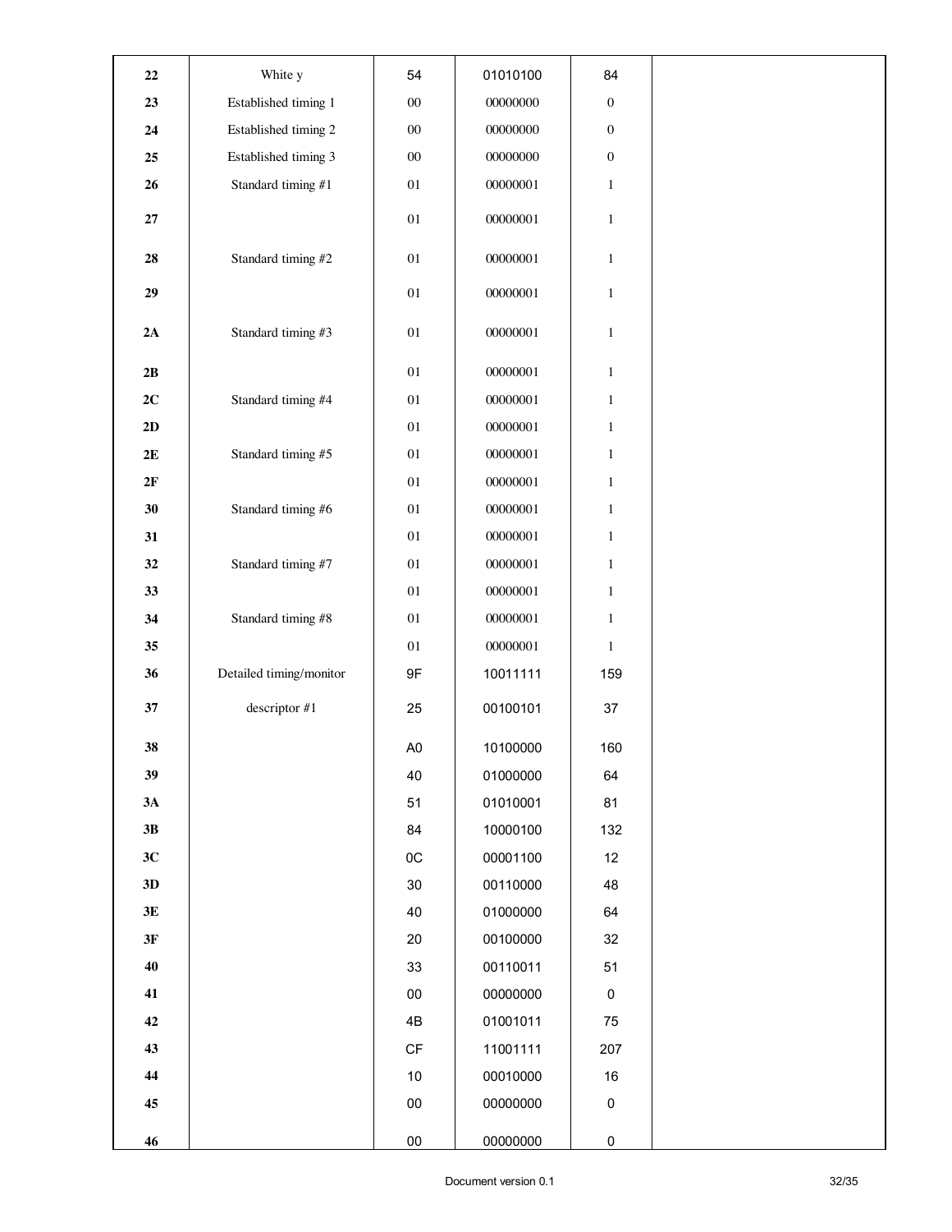| 22 | White y | 54 | 01010100 | 84 | |
|---|---|---|---|---|---|
| 23 | Established timing 1 | 00 | 00000000 | 0 | |
| 24 | Established timing 2 | 00 | 00000000 | 0 | |
| 25 | Established timing 3 | 00 | 00000000 | 0 | |
| 26 | Standard timing #1 | 01 | 00000001 | 1 | |
| 27 | | 01 | 00000001 | 1 | |
| 28 | Standard timing #2 | 01 | 00000001 | 1 | |
| 29 | | 01 | 00000001 | 1 | |
| 2A | Standard timing #3 | 01 | 00000001 | 1 | |
| 2B | | 01 | 00000001 | 1 | |
| 2C | Standard timing #4 | 01 | 00000001 | 1 | |
| 2D | | 01 | 00000001 | 1 | |
| 2E | Standard timing #5 | 01 | 00000001 | 1 | |
| 2F | | 01 | 00000001 | 1 | |
| 30 | Standard timing #6 | 01 | 00000001 | 1 | |
| 31 | | 01 | 00000001 | 1 | |
| 32 | Standard timing #7 | 01 | 00000001 | 1 | |
| 33 | | 01 | 00000001 | 1 | |
| 34 | Standard timing #8 | 01 | 00000001 | 1 | |
| 35 | | 01 | 00000001 | 1 | |
| 36 | Detailed timing/monitor | 9F | 10011111 | 159 | |
| 37 | descriptor #1 | 25 | 00100101 | 37 | |
| 38 | | A0 | 10100000 | 160 | |
| 39 | | 40 | 01000000 | 64 | |
| 3A | | 51 | 01010001 | 81 | |
| 3B | | 84 | 10000100 | 132 | |
| 3C | | 0C | 00001100 | 12 | |
| 3D | | 30 | 00110000 | 48 | |
| 3E | | 40 | 01000000 | 64 | |
| 3F | | 20 | 00100000 | 32 | |
| 40 | | 33 | 00110011 | 51 | |
| 41 | | 00 | 00000000 | 0 | |
| 42 | | 4B | 01001011 | 75 | |
| 43 | | CF | 11001111 | 207 | |
| 44 | | 10 | 00010000 | 16 | |
| 45 | | 00 | 00000000 | 0 | |
| 46 | | 00 | 00000000 | 0 | |

Document version 0.1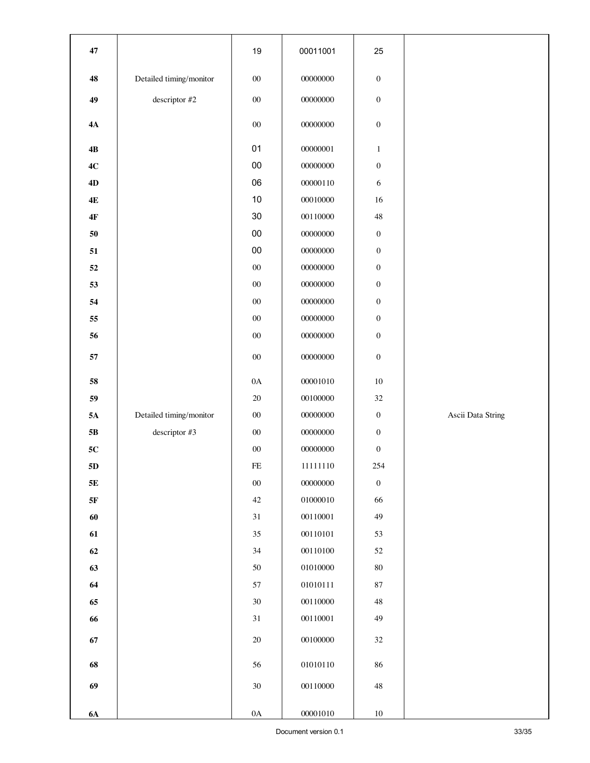| | | | | | |
|---|---|---|---|---|---|
| 47 | | 19 | 00011001 | 25 | |
| 48 | Detailed timing/monitor | 00 | 00000000 | 0 | |
| 49 | descriptor #2 | 00 | 00000000 | 0 | |
| 4A | | 00 | 00000000 | 0 | |
| 4B | | 01 | 00000001 | 1 | |
| 4C | | 00 | 00000000 | 0 | |
| 4D | | 06 | 00000110 | 6 | |
| 4E | | 10 | 00010000 | 16 | |
| 4F | | 30 | 00110000 | 48 | |
| 50 | | 00 | 00000000 | 0 | |
| 51 | | 00 | 00000000 | 0 | |
| 52 | | 00 | 00000000 | 0 | |
| 53 | | 00 | 00000000 | 0 | |
| 54 | | 00 | 00000000 | 0 | |
| 55 | | 00 | 00000000 | 0 | |
| 56 | | 00 | 00000000 | 0 | |
| 57 | | 00 | 00000000 | 0 | |
| 58 | | 0A | 00001010 | 10 | |
| 59 | | 20 | 00100000 | 32 | |
| 5A | Detailed timing/monitor | 00 | 00000000 | 0 | Ascii Data String |
| 5B | descriptor #3 | 00 | 00000000 | 0 | |
| 5C | | 00 | 00000000 | 0 | |
| 5D | | FE | 11111110 | 254 | |
| 5E | | 00 | 00000000 | 0 | |
| 5F | | 42 | 01000010 | 66 | |
| 60 | | 31 | 00110001 | 49 | |
| 61 | | 35 | 00110101 | 53 | |
| 62 | | 34 | 00110100 | 52 | |
| 63 | | 50 | 01010000 | 80 | |
| 64 | | 57 | 01010111 | 87 | |
| 65 | | 30 | 00110000 | 48 | |
| 66 | | 31 | 00110001 | 49 | |
| 67 | | 20 | 00100000 | 32 | |
| 68 | | 56 | 01010110 | 86 | |
| 69 | | 30 | 00110000 | 48 | |
| 6A | | 0A | 00001010 | 10 | |

Document version 0.1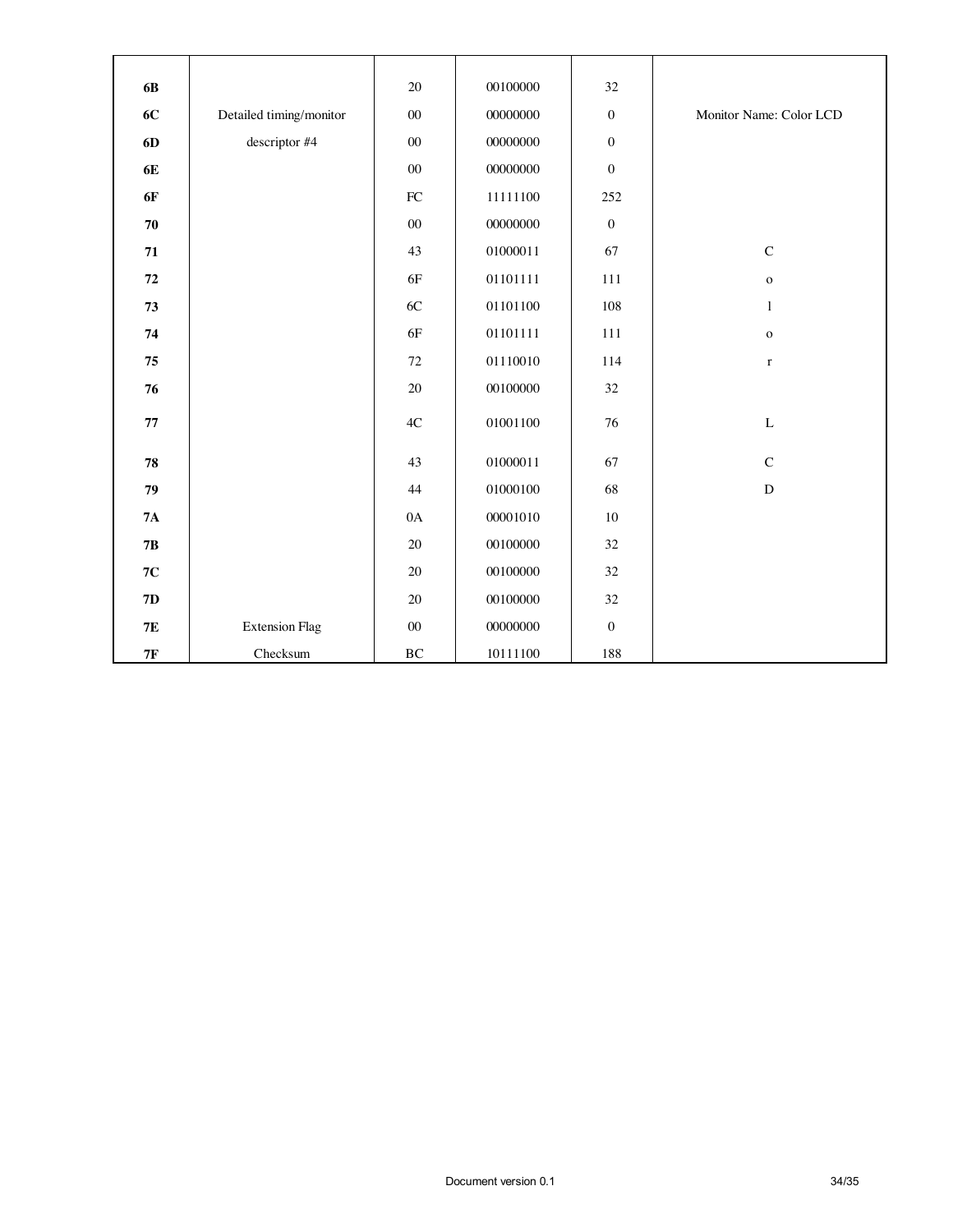| | | | | | |
|---|---|---|---|---|---|
| **6B** | | 20 | 00100000 | 32 | |
| **6C** | Detailed timing/monitor | 00 | 00000000 | 0 | Monitor Name: Color LCD |
| **6D** | descriptor #4 | 00 | 00000000 | 0 | |
| **6E** | | 00 | 00000000 | 0 | |
| **6F** | | FC | 11111100 | 252 | |
| **70** | | 00 | 00000000 | 0 | |
| **71** | | 43 | 01000011 | 67 | C |
| **72** | | 6F | 01101111 | 111 | o |
| **73** | | 6C | 01101100 | 108 | l |
| **74** | | 6F | 01101111 | 111 | o |
| **75** | | 72 | 01110010 | 114 | r |
| **76** | | 20 | 00100000 | 32 | |
| **77** | | 4C | 01001100 | 76 | L |
| **78** | | 43 | 01000011 | 67 | C |
| **79** | | 44 | 01000100 | 68 | D |
| **7A** | | 0A | 00001010 | 10 | |
| **7B** | | 20 | 00100000 | 32 | |
| **7C** | | 20 | 00100000 | 32 | |
| **7D** | | 20 | 00100000 | 32 | |
| **7E** | Extension Flag | 00 | 00000000 | 0 | |
| **7F** | Checksum | BC | 10111100 | 188 | |

Document version 0.1